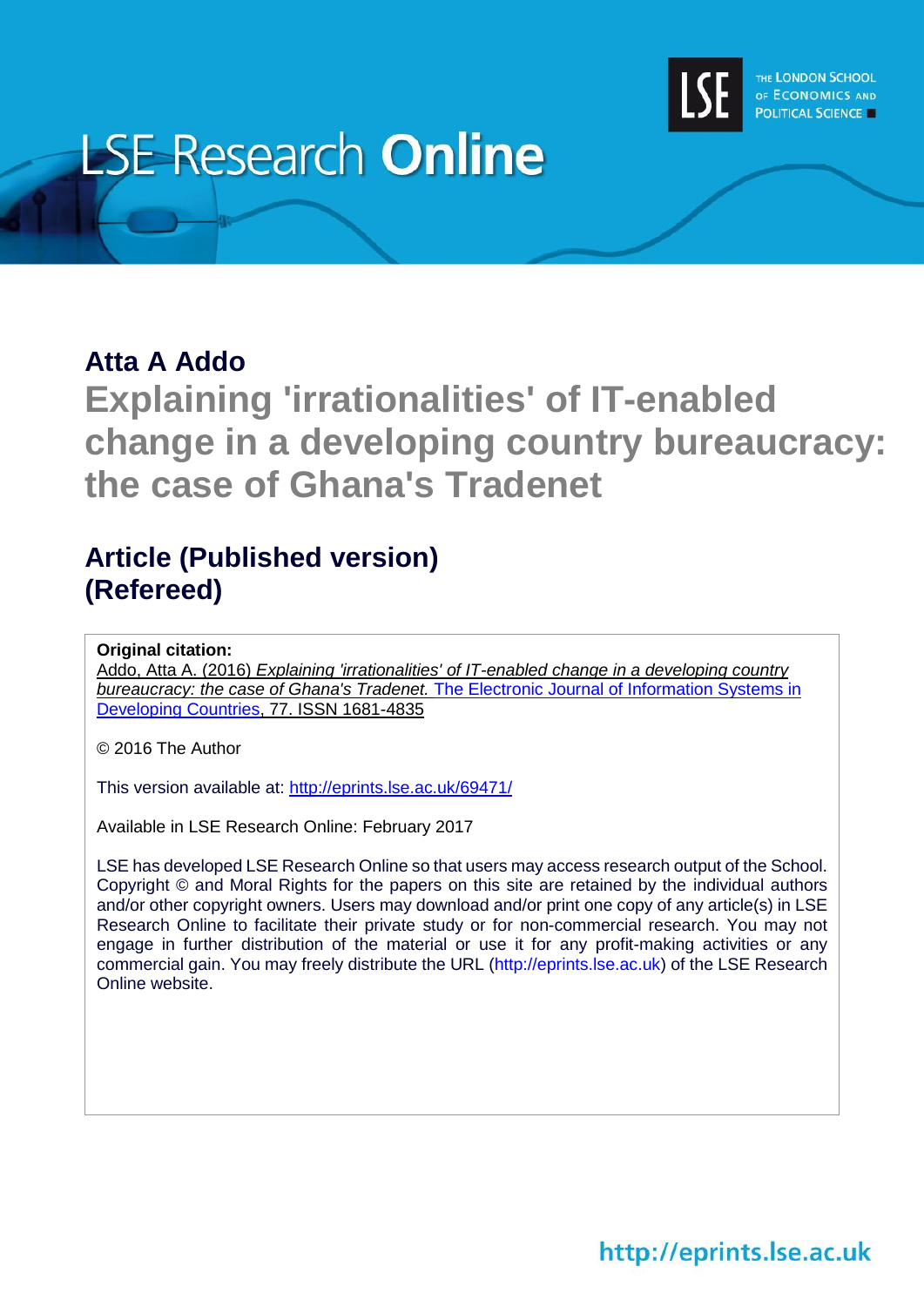# LSE Research Online

THE LONDON SCHOOL OF ECONOMICS AND POLITICAL SCIENCE

## Atta A Addo

# Explaining 'irrationalities' of IT-enabled change in a developing country bureaucracy: the case of Ghana's Tradenet

## Article (Published version) (Refereed)

**Original citation:**
Addo, Atta A. (2016) *Explaining 'irrationalities' of IT-enabled change in a developing country bureaucracy: the case of Ghana's Tradenet.* The Electronic Journal of Information Systems in Developing Countries, 77. ISSN 1681-4835

© 2016 The Author

This version available at: http://eprints.lse.ac.uk/69471/

Available in LSE Research Online: February 2017

LSE has developed LSE Research Online so that users may access research output of the School. Copyright © and Moral Rights for the papers on this site are retained by the individual authors and/or other copyright owners. Users may download and/or print one copy of any article(s) in LSE Research Online to facilitate their private study or for non-commercial research. You may not engage in further distribution of the material or use it for any profit-making activities or any commercial gain. You may freely distribute the URL (http://eprints.lse.ac.uk) of the LSE Research Online website.

http://eprints.lse.ac.uk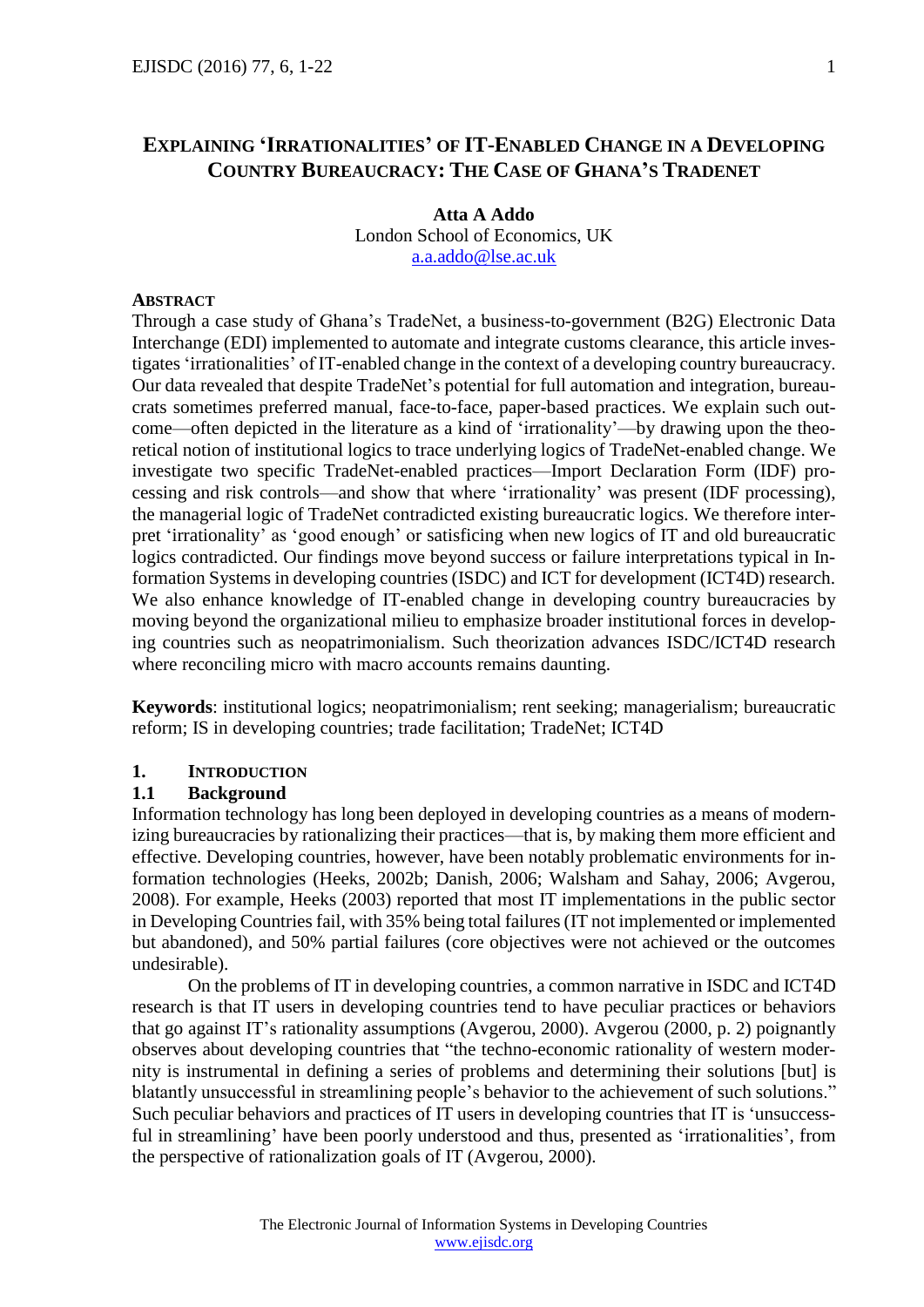# Explaining 'Irrationalities' of IT-Enabled Change in a Developing Country Bureaucracy: The Case of Ghana's TradeNet

**Atta A Addo**
London School of Economics, UK
a.a.addo@lse.ac.uk

## Abstract

Through a case study of Ghana's TradeNet, a business-to-government (B2G) Electronic Data Interchange (EDI) implemented to automate and integrate customs clearance, this article investigates 'irrationalities' of IT-enabled change in the context of a developing country bureaucracy. Our data revealed that despite TradeNet's potential for full automation and integration, bureaucrats sometimes preferred manual, face-to-face, paper-based practices. We explain such outcome—often depicted in the literature as a kind of 'irrationality'—by drawing upon the theoretical notion of institutional logics to trace underlying logics of TradeNet-enabled change. We investigate two specific TradeNet-enabled practices—Import Declaration Form (IDF) processing and risk controls—and show that where 'irrationality' was present (IDF processing), the managerial logic of TradeNet contradicted existing bureaucratic logics. We therefore interpret 'irrationality' as 'good enough' or satisficing when new logics of IT and old bureaucratic logics contradicted. Our findings move beyond success or failure interpretations typical in Information Systems in developing countries (ISDC) and ICT for development (ICT4D) research. We also enhance knowledge of IT-enabled change in developing country bureaucracies by moving beyond the organizational milieu to emphasize broader institutional forces in developing countries such as neopatrimonialism. Such theorization advances ISDC/ICT4D research where reconciling micro with macro accounts remains daunting.

**Keywords**: institutional logics; neopatrimonialism; rent seeking; managerialism; bureaucratic reform; IS in developing countries; trade facilitation; TradeNet; ICT4D

## 1. Introduction

### 1.1 Background

Information technology has long been deployed in developing countries as a means of modernizing bureaucracies by rationalizing their practices—that is, by making them more efficient and effective. Developing countries, however, have been notably problematic environments for information technologies (Heeks, 2002b; Danish, 2006; Walsham and Sahay, 2006; Avgerou, 2008). For example, Heeks (2003) reported that most IT implementations in the public sector in Developing Countries fail, with 35% being total failures (IT not implemented or implemented but abandoned), and 50% partial failures (core objectives were not achieved or the outcomes undesirable).

On the problems of IT in developing countries, a common narrative in ISDC and ICT4D research is that IT users in developing countries tend to have peculiar practices or behaviors that go against IT's rationality assumptions (Avgerou, 2000). Avgerou (2000, p. 2) poignantly observes about developing countries that "the techno-economic rationality of western modernity is instrumental in defining a series of problems and determining their solutions [but] is blatantly unsuccessful in streamlining people's behavior to the achievement of such solutions." Such peculiar behaviors and practices of IT users in developing countries that IT is 'unsuccessful in streamlining' have been poorly understood and thus, presented as 'irrationalities', from the perspective of rationalization goals of IT (Avgerou, 2000).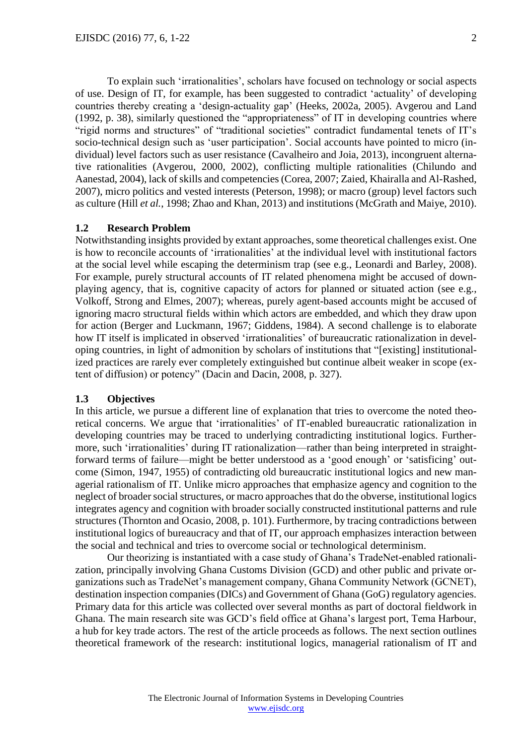To explain such 'irrationalities', scholars have focused on technology or social aspects of use. Design of IT, for example, has been suggested to contradict 'actuality' of developing countries thereby creating a 'design-actuality gap' (Heeks, 2002a, 2005). Avgerou and Land (1992, p. 38), similarly questioned the "appropriateness" of IT in developing countries where "rigid norms and structures" of "traditional societies" contradict fundamental tenets of IT's socio-technical design such as 'user participation'. Social accounts have pointed to micro (individual) level factors such as user resistance (Cavalheiro and Joia, 2013), incongruent alternative rationalities (Avgerou, 2000, 2002), conflicting multiple rationalities (Chilundo and Aanestad, 2004), lack of skills and competencies (Corea, 2007; Zaied, Khairalla and Al-Rashed, 2007), micro politics and vested interests (Peterson, 1998); or macro (group) level factors such as culture (Hill *et al.*, 1998; Zhao and Khan, 2013) and institutions (McGrath and Maiye, 2010).

### 1.2 Research Problem

Notwithstanding insights provided by extant approaches, some theoretical challenges exist. One is how to reconcile accounts of 'irrationalities' at the individual level with institutional factors at the social level while escaping the determinism trap (see e.g., Leonardi and Barley, 2008). For example, purely structural accounts of IT related phenomena might be accused of downplaying agency, that is, cognitive capacity of actors for planned or situated action (see e.g., Volkoff, Strong and Elmes, 2007); whereas, purely agent-based accounts might be accused of ignoring macro structural fields within which actors are embedded, and which they draw upon for action (Berger and Luckmann, 1967; Giddens, 1984). A second challenge is to elaborate how IT itself is implicated in observed 'irrationalities' of bureaucratic rationalization in developing countries, in light of admonition by scholars of institutions that "[existing] institutionalized practices are rarely ever completely extinguished but continue albeit weaker in scope (extent of diffusion) or potency" (Dacin and Dacin, 2008, p. 327).

### 1.3 Objectives

In this article, we pursue a different line of explanation that tries to overcome the noted theoretical concerns. We argue that 'irrationalities' of IT-enabled bureaucratic rationalization in developing countries may be traced to underlying contradicting institutional logics. Furthermore, such 'irrationalities' during IT rationalization—rather than being interpreted in straightforward terms of failure—might be better understood as a 'good enough' or 'satisficing' outcome (Simon, 1947, 1955) of contradicting old bureaucratic institutional logics and new managerial rationalism of IT. Unlike micro approaches that emphasize agency and cognition to the neglect of broader social structures, or macro approaches that do the obverse, institutional logics integrates agency and cognition with broader socially constructed institutional patterns and rule structures (Thornton and Ocasio, 2008, p. 101). Furthermore, by tracing contradictions between institutional logics of bureaucracy and that of IT, our approach emphasizes interaction between the social and technical and tries to overcome social or technological determinism.

Our theorizing is instantiated with a case study of Ghana's TradeNet-enabled rationalization, principally involving Ghana Customs Division (GCD) and other public and private organizations such as TradeNet's management company, Ghana Community Network (GCNET), destination inspection companies (DICs) and Government of Ghana (GoG) regulatory agencies. Primary data for this article was collected over several months as part of doctoral fieldwork in Ghana. The main research site was GCD's field office at Ghana's largest port, Tema Harbour, a hub for key trade actors. The rest of the article proceeds as follows. The next section outlines theoretical framework of the research: institutional logics, managerial rationalism of IT and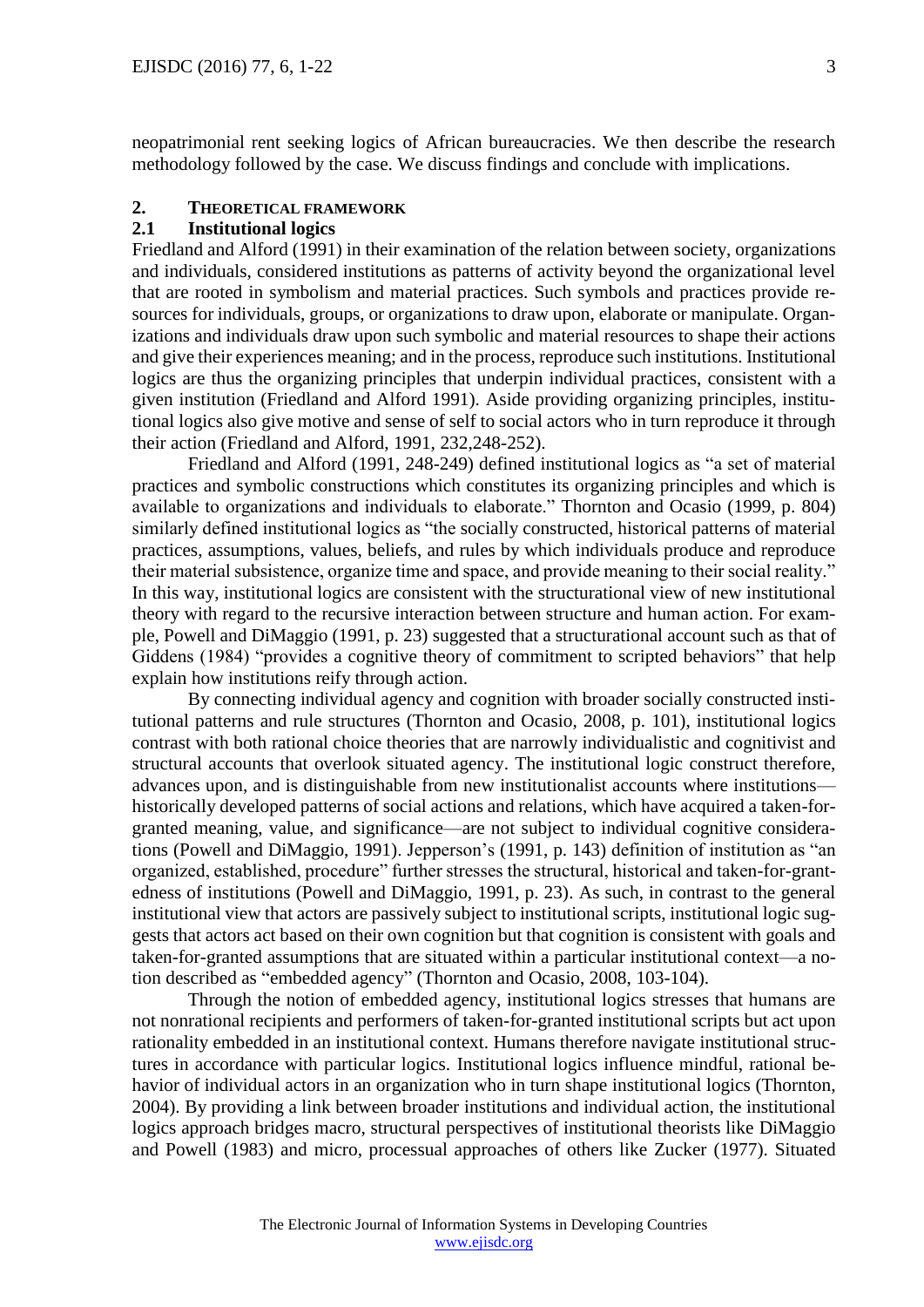neopatrimonial rent seeking logics of African bureaucracies. We then describe the research methodology followed by the case. We discuss findings and conclude with implications.

## 2. THEORETICAL FRAMEWORK

### 2.1 Institutional logics

Friedland and Alford (1991) in their examination of the relation between society, organizations and individuals, considered institutions as patterns of activity beyond the organizational level that are rooted in symbolism and material practices. Such symbols and practices provide resources for individuals, groups, or organizations to draw upon, elaborate or manipulate. Organizations and individuals draw upon such symbolic and material resources to shape their actions and give their experiences meaning; and in the process, reproduce such institutions. Institutional logics are thus the organizing principles that underpin individual practices, consistent with a given institution (Friedland and Alford 1991). Aside providing organizing principles, institutional logics also give motive and sense of self to social actors who in turn reproduce it through their action (Friedland and Alford, 1991, 232,248-252).

Friedland and Alford (1991, 248-249) defined institutional logics as "a set of material practices and symbolic constructions which constitutes its organizing principles and which is available to organizations and individuals to elaborate." Thornton and Ocasio (1999, p. 804) similarly defined institutional logics as "the socially constructed, historical patterns of material practices, assumptions, values, beliefs, and rules by which individuals produce and reproduce their material subsistence, organize time and space, and provide meaning to their social reality." In this way, institutional logics are consistent with the structurational view of new institutional theory with regard to the recursive interaction between structure and human action. For example, Powell and DiMaggio (1991, p. 23) suggested that a structurational account such as that of Giddens (1984) "provides a cognitive theory of commitment to scripted behaviors" that help explain how institutions reify through action.

By connecting individual agency and cognition with broader socially constructed institutional patterns and rule structures (Thornton and Ocasio, 2008, p. 101), institutional logics contrast with both rational choice theories that are narrowly individualistic and cognitivist and structural accounts that overlook situated agency. The institutional logic construct therefore, advances upon, and is distinguishable from new institutionalist accounts where institutions—historically developed patterns of social actions and relations, which have acquired a taken-for-granted meaning, value, and significance—are not subject to individual cognitive considerations (Powell and DiMaggio, 1991). Jepperson's (1991, p. 143) definition of institution as "an organized, established, procedure" further stresses the structural, historical and taken-for-grantedness of institutions (Powell and DiMaggio, 1991, p. 23). As such, in contrast to the general institutional view that actors are passively subject to institutional scripts, institutional logic suggests that actors act based on their own cognition but that cognition is consistent with goals and taken-for-granted assumptions that are situated within a particular institutional context—a notion described as "embedded agency" (Thornton and Ocasio, 2008, 103-104).

Through the notion of embedded agency, institutional logics stresses that humans are not nonrational recipients and performers of taken-for-granted institutional scripts but act upon rationality embedded in an institutional context. Humans therefore navigate institutional structures in accordance with particular logics. Institutional logics influence mindful, rational behavior of individual actors in an organization who in turn shape institutional logics (Thornton, 2004). By providing a link between broader institutions and individual action, the institutional logics approach bridges macro, structural perspectives of institutional theorists like DiMaggio and Powell (1983) and micro, processual approaches of others like Zucker (1977). Situated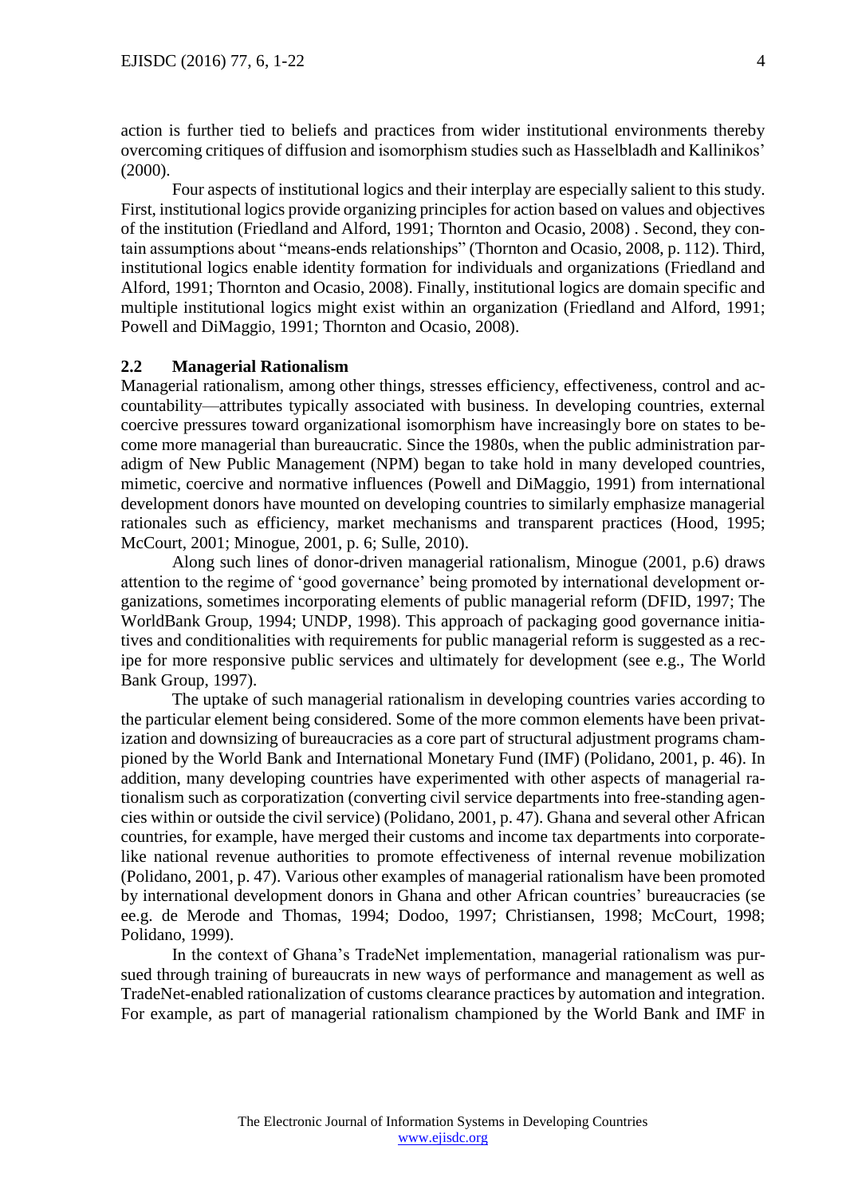action is further tied to beliefs and practices from wider institutional environments thereby overcoming critiques of diffusion and isomorphism studies such as Hasselbladh and Kallinikos' (2000).

Four aspects of institutional logics and their interplay are especially salient to this study. First, institutional logics provide organizing principles for action based on values and objectives of the institution (Friedland and Alford, 1991; Thornton and Ocasio, 2008) . Second, they contain assumptions about "means-ends relationships" (Thornton and Ocasio, 2008, p. 112). Third, institutional logics enable identity formation for individuals and organizations (Friedland and Alford, 1991; Thornton and Ocasio, 2008). Finally, institutional logics are domain specific and multiple institutional logics might exist within an organization (Friedland and Alford, 1991; Powell and DiMaggio, 1991; Thornton and Ocasio, 2008).

## 2.2 Managerial Rationalism

Managerial rationalism, among other things, stresses efficiency, effectiveness, control and accountability—attributes typically associated with business. In developing countries, external coercive pressures toward organizational isomorphism have increasingly bore on states to become more managerial than bureaucratic. Since the 1980s, when the public administration paradigm of New Public Management (NPM) began to take hold in many developed countries, mimetic, coercive and normative influences (Powell and DiMaggio, 1991) from international development donors have mounted on developing countries to similarly emphasize managerial rationales such as efficiency, market mechanisms and transparent practices (Hood, 1995; McCourt, 2001; Minogue, 2001, p. 6; Sulle, 2010).

Along such lines of donor-driven managerial rationalism, Minogue (2001, p.6) draws attention to the regime of 'good governance' being promoted by international development organizations, sometimes incorporating elements of public managerial reform (DFID, 1997; The WorldBank Group, 1994; UNDP, 1998). This approach of packaging good governance initiatives and conditionalities with requirements for public managerial reform is suggested as a recipe for more responsive public services and ultimately for development (see e.g., The World Bank Group, 1997).

The uptake of such managerial rationalism in developing countries varies according to the particular element being considered. Some of the more common elements have been privatization and downsizing of bureaucracies as a core part of structural adjustment programs championed by the World Bank and International Monetary Fund (IMF) (Polidano, 2001, p. 46). In addition, many developing countries have experimented with other aspects of managerial rationalism such as corporatization (converting civil service departments into free-standing agencies within or outside the civil service) (Polidano, 2001, p. 47). Ghana and several other African countries, for example, have merged their customs and income tax departments into corporate-like national revenue authorities to promote effectiveness of internal revenue mobilization (Polidano, 2001, p. 47). Various other examples of managerial rationalism have been promoted by international development donors in Ghana and other African countries' bureaucracies (se ee.g. de Merode and Thomas, 1994; Dodoo, 1997; Christiansen, 1998; McCourt, 1998; Polidano, 1999).

In the context of Ghana's TradeNet implementation, managerial rationalism was pursued through training of bureaucrats in new ways of performance and management as well as TradeNet-enabled rationalization of customs clearance practices by automation and integration. For example, as part of managerial rationalism championed by the World Bank and IMF in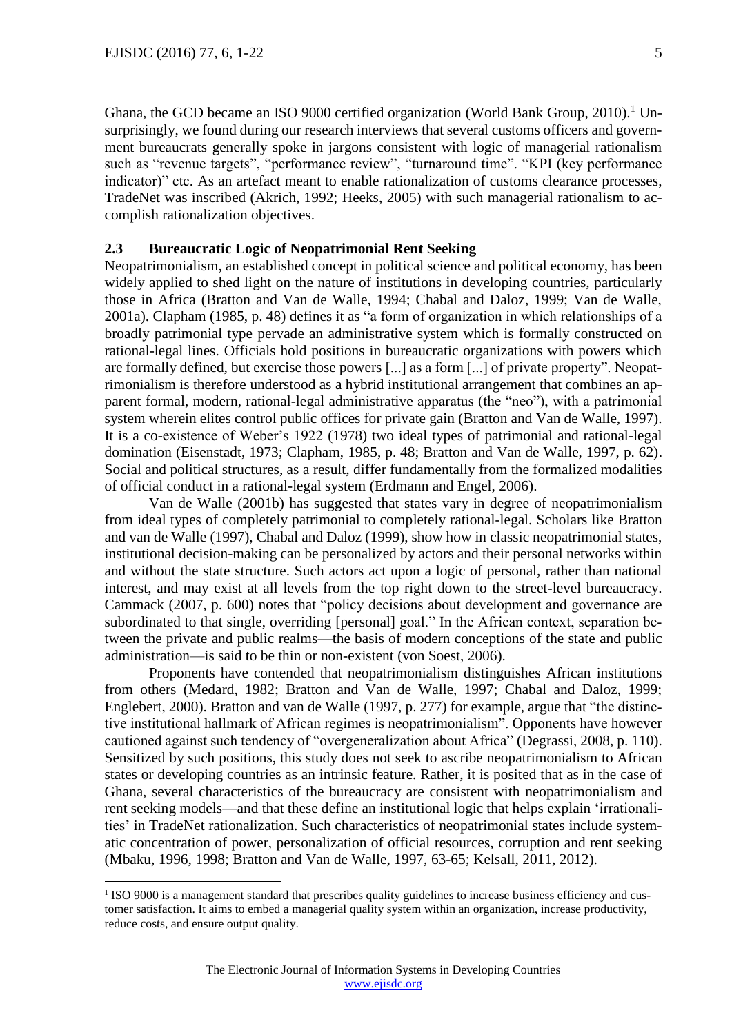Ghana, the GCD became an ISO 9000 certified organization (World Bank Group, 2010).[1] Unsurprisingly, we found during our research interviews that several customs officers and government bureaucrats generally spoke in jargons consistent with logic of managerial rationalism such as "revenue targets", "performance review", "turnaround time". "KPI (key performance indicator)" etc. As an artefact meant to enable rationalization of customs clearance processes, TradeNet was inscribed (Akrich, 1992; Heeks, 2005) with such managerial rationalism to accomplish rationalization objectives.

### 2.3 Bureaucratic Logic of Neopatrimonial Rent Seeking

Neopatrimonialism, an established concept in political science and political economy, has been widely applied to shed light on the nature of institutions in developing countries, particularly those in Africa (Bratton and Van de Walle, 1994; Chabal and Daloz, 1999; Van de Walle, 2001a). Clapham (1985, p. 48) defines it as "a form of organization in which relationships of a broadly patrimonial type pervade an administrative system which is formally constructed on rational-legal lines. Officials hold positions in bureaucratic organizations with powers which are formally defined, but exercise those powers [...] as a form [...] of private property". Neopatrimonialism is therefore understood as a hybrid institutional arrangement that combines an apparent formal, modern, rational-legal administrative apparatus (the "neo"), with a patrimonial system wherein elites control public offices for private gain (Bratton and Van de Walle, 1997). It is a co-existence of Weber's 1922 (1978) two ideal types of patrimonial and rational-legal domination (Eisenstadt, 1973; Clapham, 1985, p. 48; Bratton and Van de Walle, 1997, p. 62). Social and political structures, as a result, differ fundamentally from the formalized modalities of official conduct in a rational-legal system (Erdmann and Engel, 2006).

Van de Walle (2001b) has suggested that states vary in degree of neopatrimonialism from ideal types of completely patrimonial to completely rational-legal. Scholars like Bratton and van de Walle (1997), Chabal and Daloz (1999), show how in classic neopatrimonial states, institutional decision-making can be personalized by actors and their personal networks within and without the state structure. Such actors act upon a logic of personal, rather than national interest, and may exist at all levels from the top right down to the street-level bureaucracy. Cammack (2007, p. 600) notes that "policy decisions about development and governance are subordinated to that single, overriding [personal] goal." In the African context, separation between the private and public realms—the basis of modern conceptions of the state and public administration—is said to be thin or non-existent (von Soest, 2006).

Proponents have contended that neopatrimonialism distinguishes African institutions from others (Medard, 1982; Bratton and Van de Walle, 1997; Chabal and Daloz, 1999; Englebert, 2000). Bratton and van de Walle (1997, p. 277) for example, argue that "the distinctive institutional hallmark of African regimes is neopatrimonialism". Opponents have however cautioned against such tendency of "overgeneralization about Africa" (Degrassi, 2008, p. 110). Sensitized by such positions, this study does not seek to ascribe neopatrimonialism to African states or developing countries as an intrinsic feature. Rather, it is posited that as in the case of Ghana, several characteristics of the bureaucracy are consistent with neopatrimonialism and rent seeking models—and that these define an institutional logic that helps explain 'irrationalities' in TradeNet rationalization. Such characteristics of neopatrimonial states include systematic concentration of power, personalization of official resources, corruption and rent seeking (Mbaku, 1996, 1998; Bratton and Van de Walle, 1997, 63-65; Kelsall, 2011, 2012).

[1] ISO 9000 is a management standard that prescribes quality guidelines to increase business efficiency and customer satisfaction. It aims to embed a managerial quality system within an organization, increase productivity, reduce costs, and ensure output quality.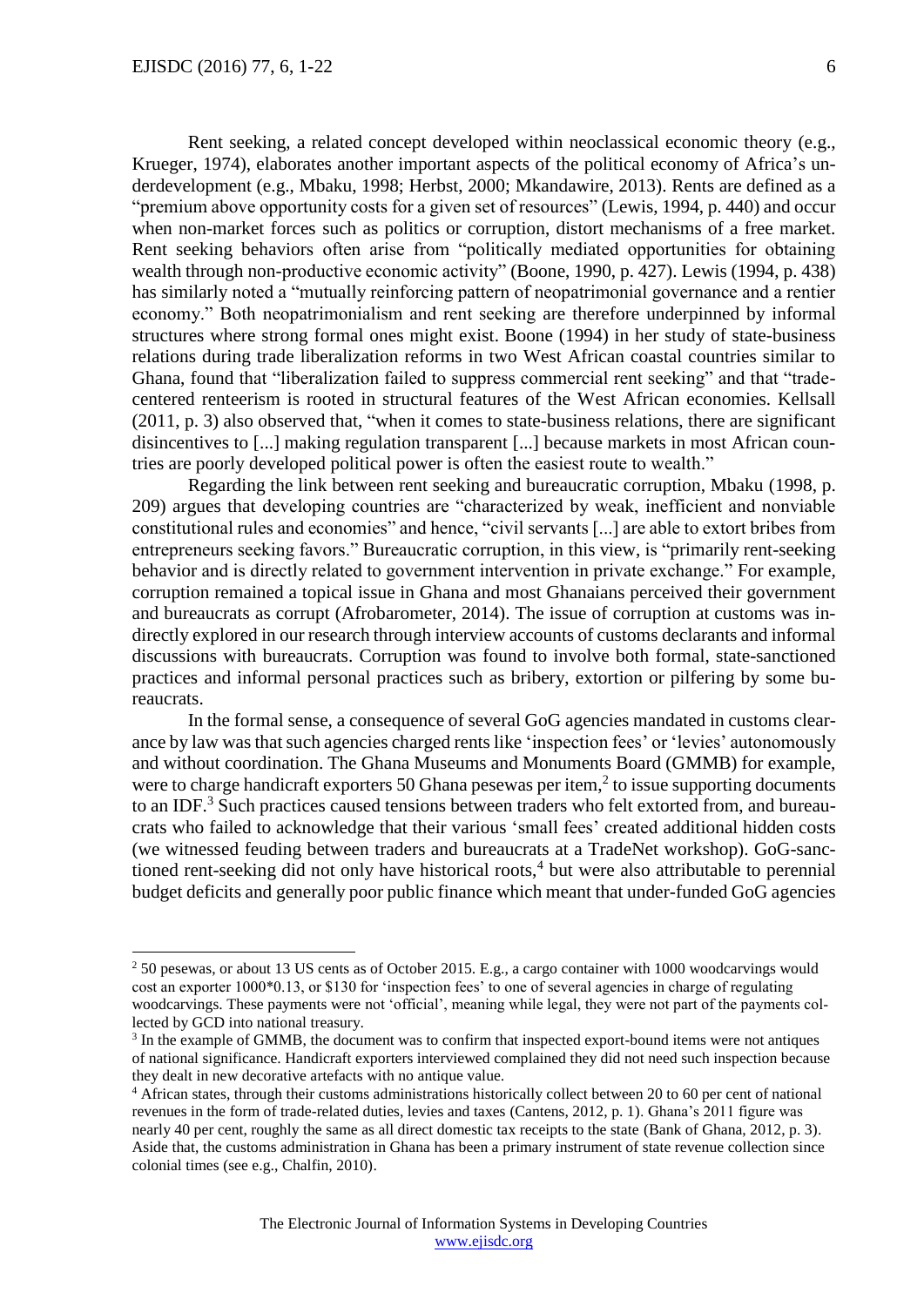Rent seeking, a related concept developed within neoclassical economic theory (e.g., Krueger, 1974), elaborates another important aspects of the political economy of Africa's underdevelopment (e.g., Mbaku, 1998; Herbst, 2000; Mkandawire, 2013). Rents are defined as a "premium above opportunity costs for a given set of resources" (Lewis, 1994, p. 440) and occur when non-market forces such as politics or corruption, distort mechanisms of a free market. Rent seeking behaviors often arise from "politically mediated opportunities for obtaining wealth through non-productive economic activity" (Boone, 1990, p. 427). Lewis (1994, p. 438) has similarly noted a "mutually reinforcing pattern of neopatrimonial governance and a rentier economy." Both neopatrimonialism and rent seeking are therefore underpinned by informal structures where strong formal ones might exist. Boone (1994) in her study of state-business relations during trade liberalization reforms in two West African coastal countries similar to Ghana, found that "liberalization failed to suppress commercial rent seeking" and that "trade-centered renteeism is rooted in structural features of the West African economies. Kellsall (2011, p. 3) also observed that, "when it comes to state-business relations, there are significant disincentives to [...] making regulation transparent [...] because markets in most African countries are poorly developed political power is often the easiest route to wealth."

Regarding the link between rent seeking and bureaucratic corruption, Mbaku (1998, p. 209) argues that developing countries are "characterized by weak, inefficient and nonviable constitutional rules and economies" and hence, "civil servants [...] are able to extort bribes from entrepreneurs seeking favors." Bureaucratic corruption, in this view, is "primarily rent-seeking behavior and is directly related to government intervention in private exchange." For example, corruption remained a topical issue in Ghana and most Ghanaians perceived their government and bureaucrats as corrupt (Afrobarometer, 2014). The issue of corruption at customs was indirectly explored in our research through interview accounts of customs declarants and informal discussions with bureaucrats. Corruption was found to involve both formal, state-sanctioned practices and informal personal practices such as bribery, extortion or pilfering by some bureaucrats.

In the formal sense, a consequence of several GoG agencies mandated in customs clearance by law was that such agencies charged rents like 'inspection fees' or 'levies' autonomously and without coordination. The Ghana Museums and Monuments Board (GMMB) for example, were to charge handicraft exporters 50 Ghana pesewas per item,[2] to issue supporting documents to an IDF.[3] Such practices caused tensions between traders who felt extorted from, and bureaucrats who failed to acknowledge that their various 'small fees' created additional hidden costs (we witnessed feuding between traders and bureaucrats at a TradeNet workshop). GoG-sanctioned rent-seeking did not only have historical roots,[4] but were also attributable to perennial budget deficits and generally poor public finance which meant that under-funded GoG agencies

---

[2] 50 pesewas, or about 13 US cents as of October 2015. E.g., a cargo container with 1000 woodcarvings would cost an exporter 1000*0.13, or $130 for 'inspection fees' to one of several agencies in charge of regulating woodcarvings. These payments were not 'official', meaning while legal, they were not part of the payments collected by GCD into national treasury.

[3] In the example of GMMB, the document was to confirm that inspected export-bound items were not antiques of national significance. Handicraft exporters interviewed complained they did not need such inspection because they dealt in new decorative artefacts with no antique value.

[4] African states, through their customs administrations historically collect between 20 to 60 per cent of national revenues in the form of trade-related duties, levies and taxes (Cantens, 2012, p. 1). Ghana's 2011 figure was nearly 40 per cent, roughly the same as all direct domestic tax receipts to the state (Bank of Ghana, 2012, p. 3). Aside that, the customs administration in Ghana has been a primary instrument of state revenue collection since colonial times (see e.g., Chalfin, 2010).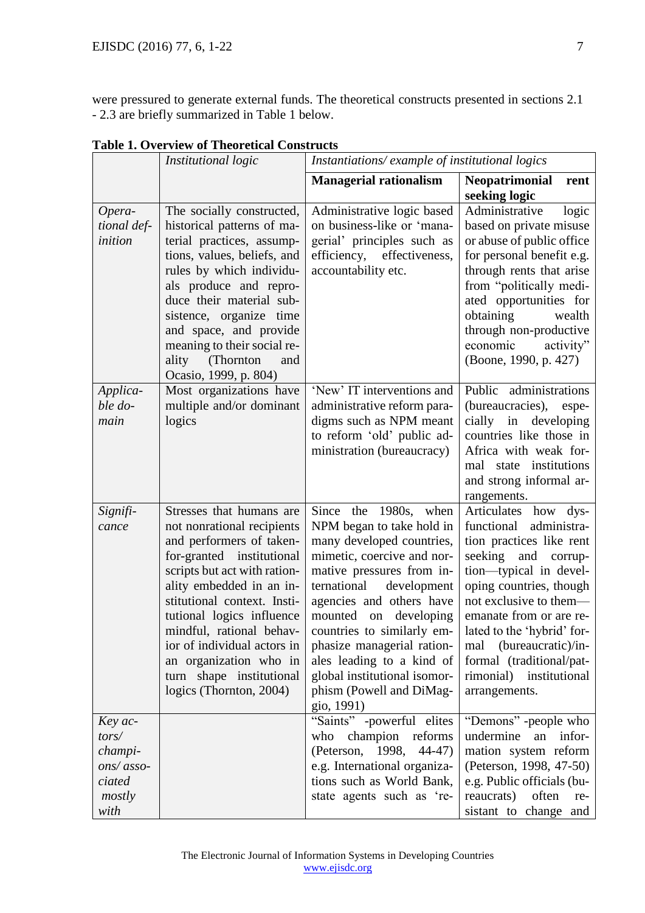were pressured to generate external funds. The theoretical constructs presented in sections 2.1 - 2.3 are briefly summarized in Table 1 below.

**Table 1. Overview of Theoretical Constructs**

| | *Institutional logic* | *Instantiations/ example of institutional logics* | |
|---|---|---|---|
| | | **Managerial rationalism** | **Neopatrimonial rent seeking logic** |
| *Operational definition* | The socially constructed, historical patterns of material practices, assumptions, values, beliefs, and rules by which individuals produce and reproduce their material subsistence, organize time and space, and provide meaning to their social reality (Thornton and Ocasio, 1999, p. 804) | Administrative logic based on business-like or 'managerial' principles such as efficiency, effectiveness, accountability etc. | Administrative logic based on private misuse or abuse of public office for personal benefit e.g. through rents that arise from "politically mediated opportunities for obtaining wealth through non-productive economic activity" (Boone, 1990, p. 427) |
| *Applicable domain* | Most organizations have multiple and/or dominant logics | 'New' IT interventions and administrative reform paradigms such as NPM meant to reform 'old' public administration (bureaucracy) | Public administrations (bureaucracies), especially in developing countries like those in Africa with weak formal state institutions and strong informal arrangements. |
| *Significance* | Stresses that humans are not nonrational recipients and performers of taken-for-granted institutional scripts but act with rationality embedded in an institutional context. Institutional logics influence mindful, rational behavior of individual actors in an organization who in turn shape institutional logics (Thornton, 2004) | Since the 1980s, when NPM began to take hold in many developed countries, mimetic, coercive and normative pressures from international development agencies and others have mounted on developing countries to similarly emphasize managerial rationales leading to a kind of global institutional isomorphism (Powell and DiMaggio, 1991) | Articulates how dysfunctional administration practices like rent seeking and corruption—typical in developing countries, though not exclusive to them—emanate from or are related to the 'hybrid' formal (bureaucratic)/informal (traditional/patrimonial) institutional arrangements. |
| *Key actors/ champions/ associated mostly with* | | "Saints" -powerful elites who champion reforms (Peterson, 1998, 44-47) e.g. International organizations such as World Bank, state agents such as 're- | "Demons" -people who undermine an information system reform (Peterson, 1998, 47-50) e.g. Public officials (bureaucrats) often resistant to change and |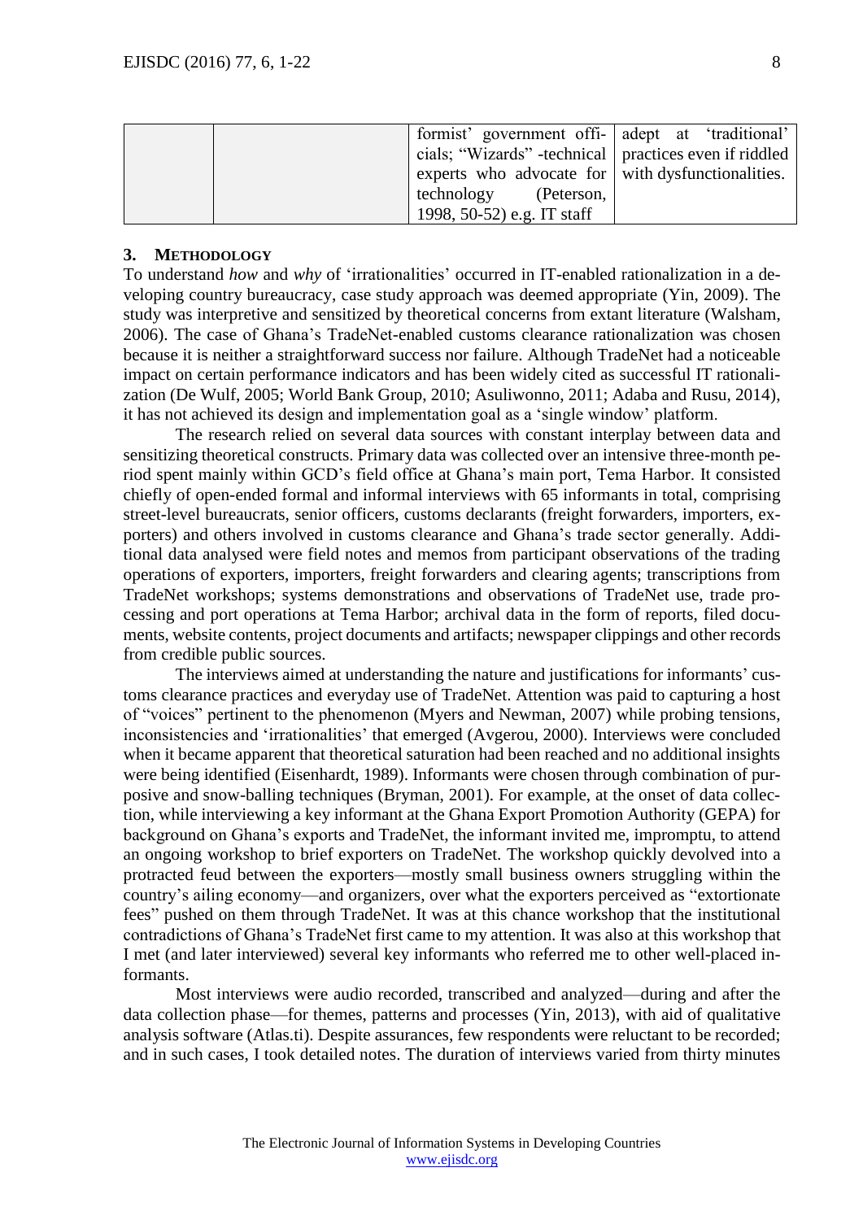|  |  | formist' government officials; "Wizards" -technical experts who advocate for technology (Peterson, 1998, 50-52) e.g. IT staff | adept at 'traditional' practices even if riddled with dysfunctionalities. |
|---|---|---|---|

## 3. METHODOLOGY

To understand *how* and *why* of 'irrationalities' occurred in IT-enabled rationalization in a developing country bureaucracy, case study approach was deemed appropriate (Yin, 2009). The study was interpretive and sensitized by theoretical concerns from extant literature (Walsham, 2006). The case of Ghana's TradeNet-enabled customs clearance rationalization was chosen because it is neither a straightforward success nor failure. Although TradeNet had a noticeable impact on certain performance indicators and has been widely cited as successful IT rationalization (De Wulf, 2005; World Bank Group, 2010; Asuliwonno, 2011; Adaba and Rusu, 2014), it has not achieved its design and implementation goal as a 'single window' platform.

The research relied on several data sources with constant interplay between data and sensitizing theoretical constructs. Primary data was collected over an intensive three-month period spent mainly within GCD's field office at Ghana's main port, Tema Harbor. It consisted chiefly of open-ended formal and informal interviews with 65 informants in total, comprising street-level bureaucrats, senior officers, customs declarants (freight forwarders, importers, exporters) and others involved in customs clearance and Ghana's trade sector generally. Additional data analysed were field notes and memos from participant observations of the trading operations of exporters, importers, freight forwarders and clearing agents; transcriptions from TradeNet workshops; systems demonstrations and observations of TradeNet use, trade processing and port operations at Tema Harbor; archival data in the form of reports, filed documents, website contents, project documents and artifacts; newspaper clippings and other records from credible public sources.

The interviews aimed at understanding the nature and justifications for informants' customs clearance practices and everyday use of TradeNet. Attention was paid to capturing a host of "voices" pertinent to the phenomenon (Myers and Newman, 2007) while probing tensions, inconsistencies and 'irrationalities' that emerged (Avgerou, 2000). Interviews were concluded when it became apparent that theoretical saturation had been reached and no additional insights were being identified (Eisenhardt, 1989). Informants were chosen through combination of purposive and snow-balling techniques (Bryman, 2001). For example, at the onset of data collection, while interviewing a key informant at the Ghana Export Promotion Authority (GEPA) for background on Ghana's exports and TradeNet, the informant invited me, impromptu, to attend an ongoing workshop to brief exporters on TradeNet. The workshop quickly devolved into a protracted feud between the exporters—mostly small business owners struggling within the country's ailing economy—and organizers, over what the exporters perceived as "extortionate fees" pushed on them through TradeNet. It was at this chance workshop that the institutional contradictions of Ghana's TradeNet first came to my attention. It was also at this workshop that I met (and later interviewed) several key informants who referred me to other well-placed informants.

Most interviews were audio recorded, transcribed and analyzed—during and after the data collection phase—for themes, patterns and processes (Yin, 2013), with aid of qualitative analysis software (Atlas.ti). Despite assurances, few respondents were reluctant to be recorded; and in such cases, I took detailed notes. The duration of interviews varied from thirty minutes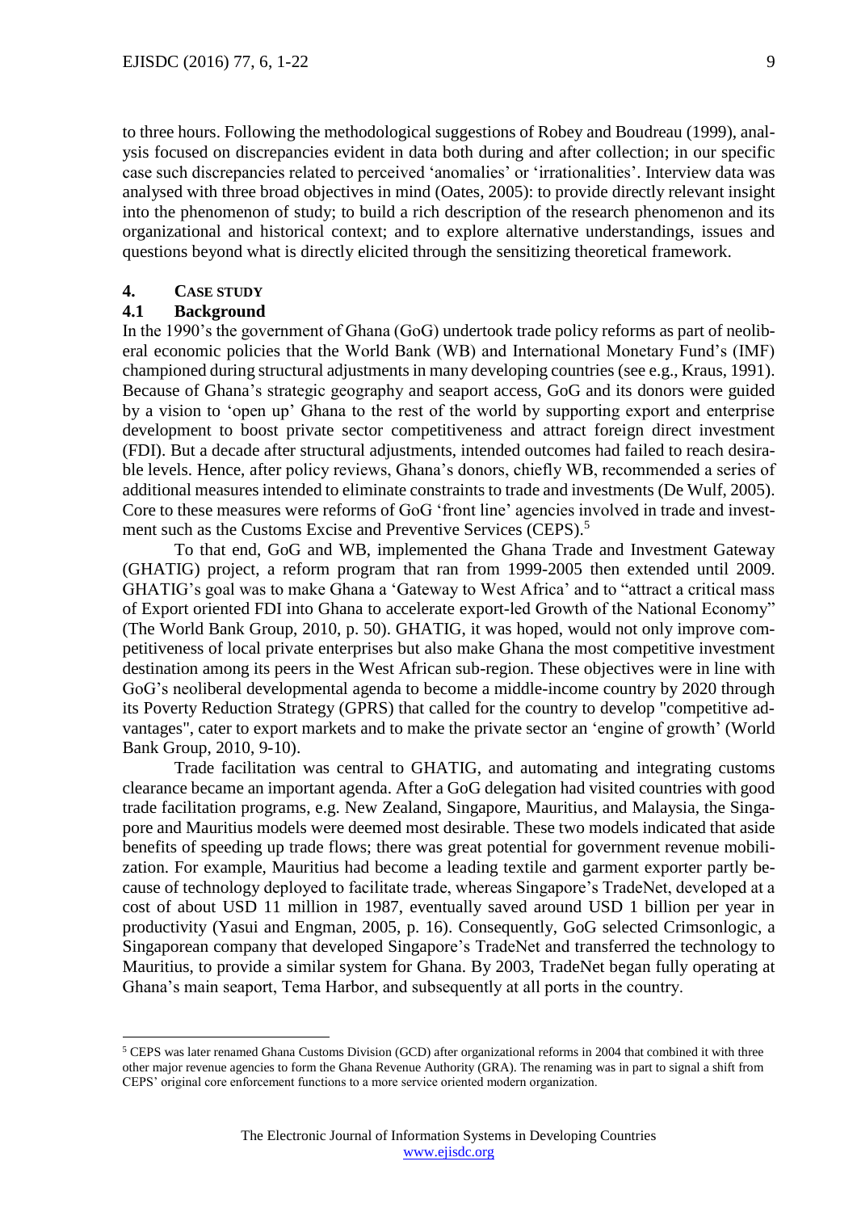to three hours. Following the methodological suggestions of Robey and Boudreau (1999), analysis focused on discrepancies evident in data both during and after collection; in our specific case such discrepancies related to perceived 'anomalies' or 'irrationalities'. Interview data was analysed with three broad objectives in mind (Oates, 2005): to provide directly relevant insight into the phenomenon of study; to build a rich description of the research phenomenon and its organizational and historical context; and to explore alternative understandings, issues and questions beyond what is directly elicited through the sensitizing theoretical framework.

## 4. CASE STUDY

### 4.1 Background

In the 1990's the government of Ghana (GoG) undertook trade policy reforms as part of neoliberal economic policies that the World Bank (WB) and International Monetary Fund's (IMF) championed during structural adjustments in many developing countries (see e.g., Kraus, 1991). Because of Ghana's strategic geography and seaport access, GoG and its donors were guided by a vision to 'open up' Ghana to the rest of the world by supporting export and enterprise development to boost private sector competitiveness and attract foreign direct investment (FDI). But a decade after structural adjustments, intended outcomes had failed to reach desirable levels. Hence, after policy reviews, Ghana's donors, chiefly WB, recommended a series of additional measures intended to eliminate constraints to trade and investments (De Wulf, 2005). Core to these measures were reforms of GoG 'front line' agencies involved in trade and investment such as the Customs Excise and Preventive Services (CEPS).[5]

To that end, GoG and WB, implemented the Ghana Trade and Investment Gateway (GHATIG) project, a reform program that ran from 1999-2005 then extended until 2009. GHATIG's goal was to make Ghana a 'Gateway to West Africa' and to "attract a critical mass of Export oriented FDI into Ghana to accelerate export-led Growth of the National Economy" (The World Bank Group, 2010, p. 50). GHATIG, it was hoped, would not only improve competitiveness of local private enterprises but also make Ghana the most competitive investment destination among its peers in the West African sub-region. These objectives were in line with GoG's neoliberal developmental agenda to become a middle-income country by 2020 through its Poverty Reduction Strategy (GPRS) that called for the country to develop "competitive advantages", cater to export markets and to make the private sector an 'engine of growth' (World Bank Group, 2010, 9-10).

Trade facilitation was central to GHATIG, and automating and integrating customs clearance became an important agenda. After a GoG delegation had visited countries with good trade facilitation programs, e.g. New Zealand, Singapore, Mauritius, and Malaysia, the Singapore and Mauritius models were deemed most desirable. These two models indicated that aside benefits of speeding up trade flows; there was great potential for government revenue mobilization. For example, Mauritius had become a leading textile and garment exporter partly because of technology deployed to facilitate trade, whereas Singapore's TradeNet, developed at a cost of about USD 11 million in 1987, eventually saved around USD 1 billion per year in productivity (Yasui and Engman, 2005, p. 16). Consequently, GoG selected Crimsonlogic, a Singaporean company that developed Singapore's TradeNet and transferred the technology to Mauritius, to provide a similar system for Ghana. By 2003, TradeNet began fully operating at Ghana's main seaport, Tema Harbor, and subsequently at all ports in the country.

[5] CEPS was later renamed Ghana Customs Division (GCD) after organizational reforms in 2004 that combined it with three other major revenue agencies to form the Ghana Revenue Authority (GRA). The renaming was in part to signal a shift from CEPS' original core enforcement functions to a more service oriented modern organization.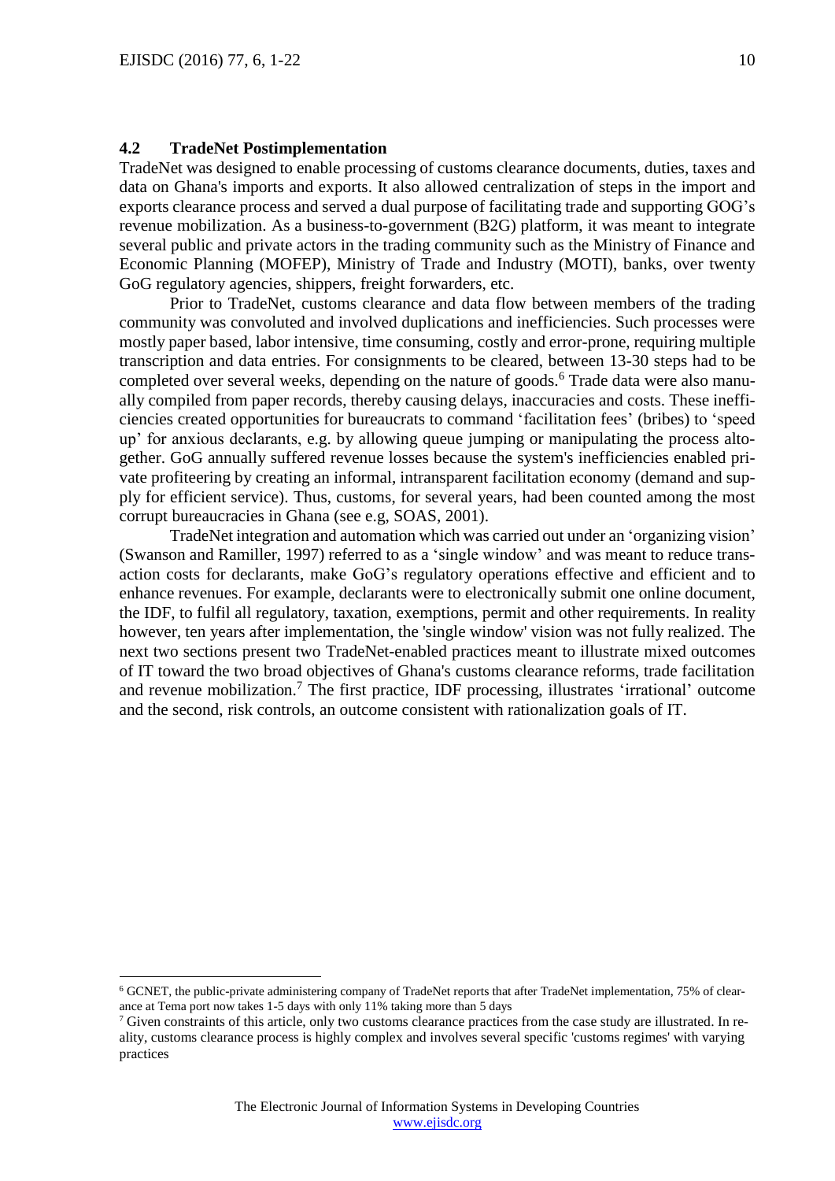### 4.2 TradeNet Postimplementation

TradeNet was designed to enable processing of customs clearance documents, duties, taxes and data on Ghana's imports and exports. It also allowed centralization of steps in the import and exports clearance process and served a dual purpose of facilitating trade and supporting GOG's revenue mobilization. As a business-to-government (B2G) platform, it was meant to integrate several public and private actors in the trading community such as the Ministry of Finance and Economic Planning (MOFEP), Ministry of Trade and Industry (MOTI), banks, over twenty GoG regulatory agencies, shippers, freight forwarders, etc.

Prior to TradeNet, customs clearance and data flow between members of the trading community was convoluted and involved duplications and inefficiencies. Such processes were mostly paper based, labor intensive, time consuming, costly and error-prone, requiring multiple transcription and data entries. For consignments to be cleared, between 13-30 steps had to be completed over several weeks, depending on the nature of goods.[6] Trade data were also manually compiled from paper records, thereby causing delays, inaccuracies and costs. These inefficiencies created opportunities for bureaucrats to command 'facilitation fees' (bribes) to 'speed up' for anxious declarants, e.g. by allowing queue jumping or manipulating the process altogether. GoG annually suffered revenue losses because the system's inefficiencies enabled private profiteering by creating an informal, intransparent facilitation economy (demand and supply for efficient service). Thus, customs, for several years, had been counted among the most corrupt bureaucracies in Ghana (see e.g, SOAS, 2001).

TradeNet integration and automation which was carried out under an 'organizing vision' (Swanson and Ramiller, 1997) referred to as a 'single window' and was meant to reduce transaction costs for declarants, make GoG's regulatory operations effective and efficient and to enhance revenues. For example, declarants were to electronically submit one online document, the IDF, to fulfil all regulatory, taxation, exemptions, permit and other requirements. In reality however, ten years after implementation, the 'single window' vision was not fully realized. The next two sections present two TradeNet-enabled practices meant to illustrate mixed outcomes of IT toward the two broad objectives of Ghana's customs clearance reforms, trade facilitation and revenue mobilization.[7] The first practice, IDF processing, illustrates 'irrational' outcome and the second, risk controls, an outcome consistent with rationalization goals of IT.

---

[6] GCNET, the public-private administering company of TradeNet reports that after TradeNet implementation, 75% of clearance at Tema port now takes 1-5 days with only 11% taking more than 5 days

[7] Given constraints of this article, only two customs clearance practices from the case study are illustrated. In reality, customs clearance process is highly complex and involves several specific 'customs regimes' with varying practices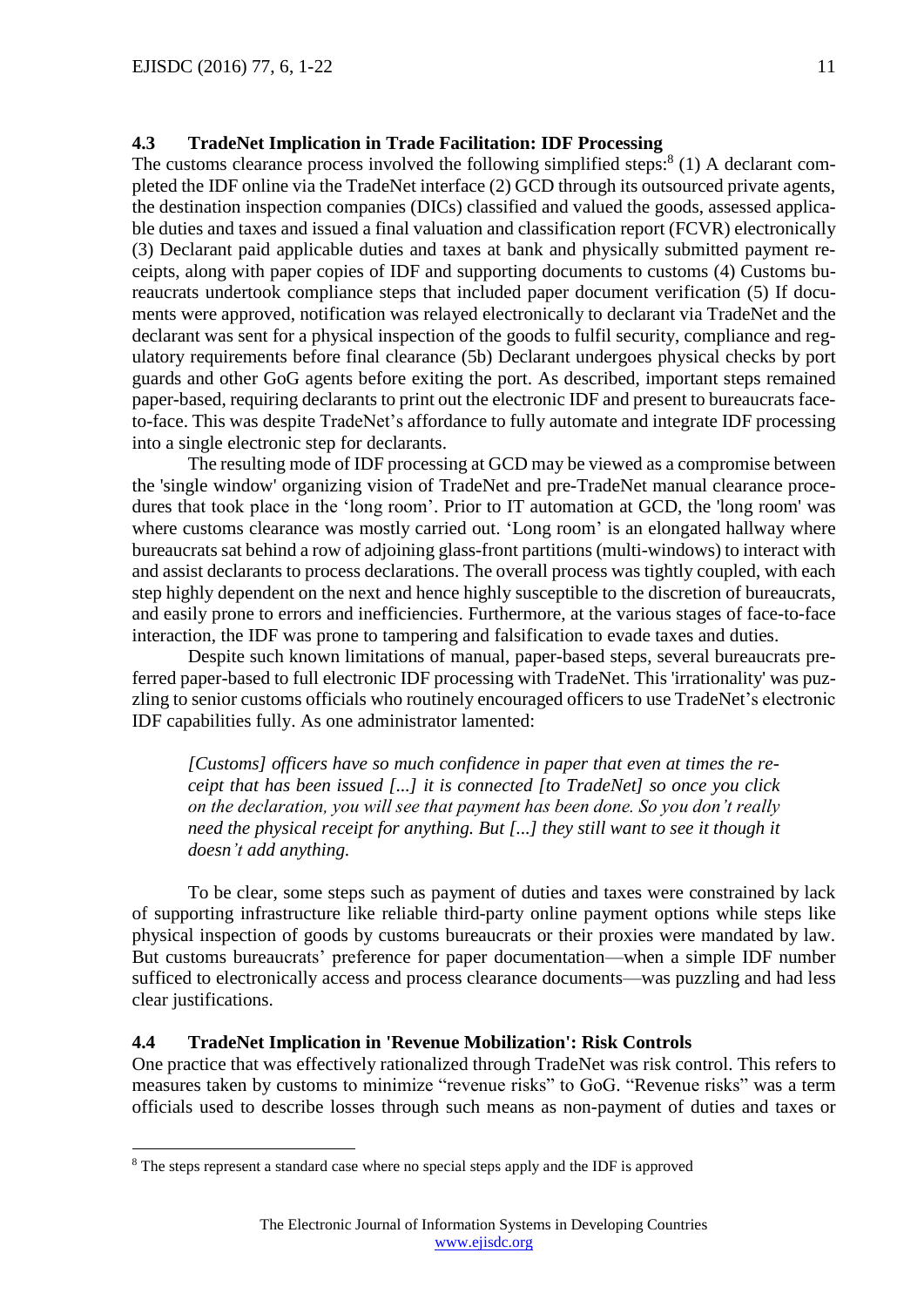### 4.3 TradeNet Implication in Trade Facilitation: IDF Processing

The customs clearance process involved the following simplified steps:[8] (1) A declarant completed the IDF online via the TradeNet interface (2) GCD through its outsourced private agents, the destination inspection companies (DICs) classified and valued the goods, assessed applicable duties and taxes and issued a final valuation and classification report (FCVR) electronically (3) Declarant paid applicable duties and taxes at bank and physically submitted payment receipts, along with paper copies of IDF and supporting documents to customs (4) Customs bureaucrats undertook compliance steps that included paper document verification (5) If documents were approved, notification was relayed electronically to declarant via TradeNet and the declarant was sent for a physical inspection of the goods to fulfil security, compliance and regulatory requirements before final clearance (5b) Declarant undergoes physical checks by port guards and other GoG agents before exiting the port. As described, important steps remained paper-based, requiring declarants to print out the electronic IDF and present to bureaucrats face-to-face. This was despite TradeNet's affordance to fully automate and integrate IDF processing into a single electronic step for declarants.

The resulting mode of IDF processing at GCD may be viewed as a compromise between the 'single window' organizing vision of TradeNet and pre-TradeNet manual clearance procedures that took place in the 'long room'. Prior to IT automation at GCD, the 'long room' was where customs clearance was mostly carried out. 'Long room' is an elongated hallway where bureaucrats sat behind a row of adjoining glass-front partitions (multi-windows) to interact with and assist declarants to process declarations. The overall process was tightly coupled, with each step highly dependent on the next and hence highly susceptible to the discretion of bureaucrats, and easily prone to errors and inefficiencies. Furthermore, at the various stages of face-to-face interaction, the IDF was prone to tampering and falsification to evade taxes and duties.

Despite such known limitations of manual, paper-based steps, several bureaucrats preferred paper-based to full electronic IDF processing with TradeNet. This 'irrationality' was puzzling to senior customs officials who routinely encouraged officers to use TradeNet's electronic IDF capabilities fully. As one administrator lamented:

> *[Customs] officers have so much confidence in paper that even at times the receipt that has been issued [...] it is connected [to TradeNet] so once you click on the declaration, you will see that payment has been done. So you don't really need the physical receipt for anything. But [...] they still want to see it though it doesn't add anything.*

To be clear, some steps such as payment of duties and taxes were constrained by lack of supporting infrastructure like reliable third-party online payment options while steps like physical inspection of goods by customs bureaucrats or their proxies were mandated by law. But customs bureaucrats' preference for paper documentation—when a simple IDF number sufficed to electronically access and process clearance documents—was puzzling and had less clear justifications.

### 4.4 TradeNet Implication in 'Revenue Mobilization': Risk Controls

One practice that was effectively rationalized through TradeNet was risk control. This refers to measures taken by customs to minimize "revenue risks" to GoG. "Revenue risks" was a term officials used to describe losses through such means as non-payment of duties and taxes or

---

[8] The steps represent a standard case where no special steps apply and the IDF is approved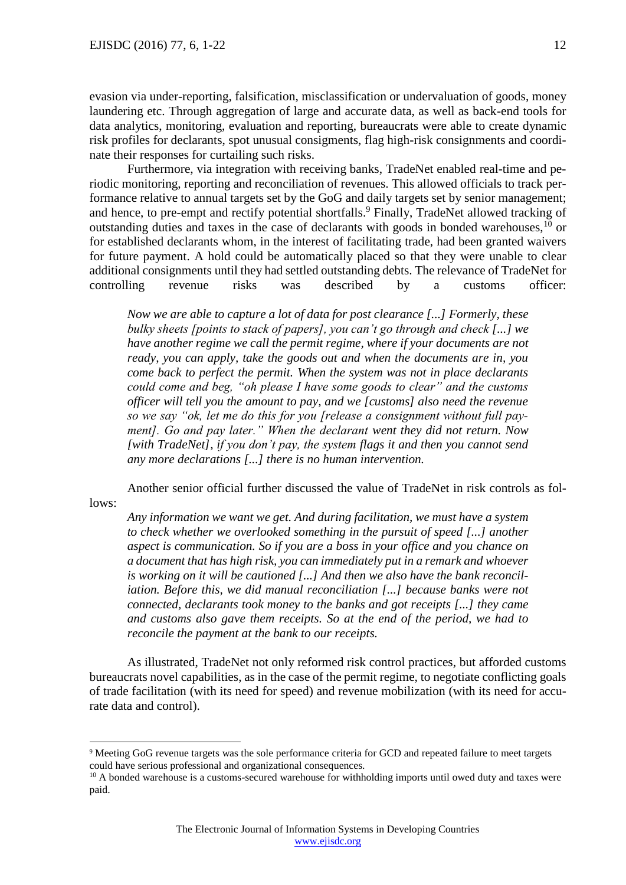evasion via under-reporting, falsification, misclassification or undervaluation of goods, money laundering etc. Through aggregation of large and accurate data, as well as back-end tools for data analytics, monitoring, evaluation and reporting, bureaucrats were able to create dynamic risk profiles for declarants, spot unusual consignments, flag high-risk consignments and coordinate their responses for curtailing such risks.

Furthermore, via integration with receiving banks, TradeNet enabled real-time and periodic monitoring, reporting and reconciliation of revenues. This allowed officials to track performance relative to annual targets set by the GoG and daily targets set by senior management; and hence, to pre-empt and rectify potential shortfalls.[9] Finally, TradeNet allowed tracking of outstanding duties and taxes in the case of declarants with goods in bonded warehouses,[10] or for established declarants whom, in the interest of facilitating trade, had been granted waivers for future payment. A hold could be automatically placed so that they were unable to clear additional consignments until they had settled outstanding debts. The relevance of TradeNet for controlling revenue risks was described by a customs officer:

> *Now we are able to capture a lot of data for post clearance [...] Formerly, these bulky sheets [points to stack of papers], you can't go through and check [...] we have another regime we call the permit regime, where if your documents are not ready, you can apply, take the goods out and when the documents are in, you come back to perfect the permit. When the system was not in place declarants could come and beg, "oh please I have some goods to clear" and the customs officer will tell you the amount to pay, and we [customs] also need the revenue so we say "ok, let me do this for you [release a consignment without full payment]. Go and pay later." When the declarant went they did not return. Now [with TradeNet], if you don't pay, the system flags it and then you cannot send any more declarations [...] there is no human intervention.*

Another senior official further discussed the value of TradeNet in risk controls as follows:

> *Any information we want we get. And during facilitation, we must have a system to check whether we overlooked something in the pursuit of speed [...] another aspect is communication. So if you are a boss in your office and you chance on a document that has high risk, you can immediately put in a remark and whoever is working on it will be cautioned [...] And then we also have the bank reconciliation. Before this, we did manual reconciliation [...] because banks were not connected, declarants took money to the banks and got receipts [...] they came and customs also gave them receipts. So at the end of the period, we had to reconcile the payment at the bank to our receipts.*

As illustrated, TradeNet not only reformed risk control practices, but afforded customs bureaucrats novel capabilities, as in the case of the permit regime, to negotiate conflicting goals of trade facilitation (with its need for speed) and revenue mobilization (with its need for accurate data and control).

---

[9] Meeting GoG revenue targets was the sole performance criteria for GCD and repeated failure to meet targets could have serious professional and organizational consequences.

[10] A bonded warehouse is a customs-secured warehouse for withholding imports until owed duty and taxes were paid.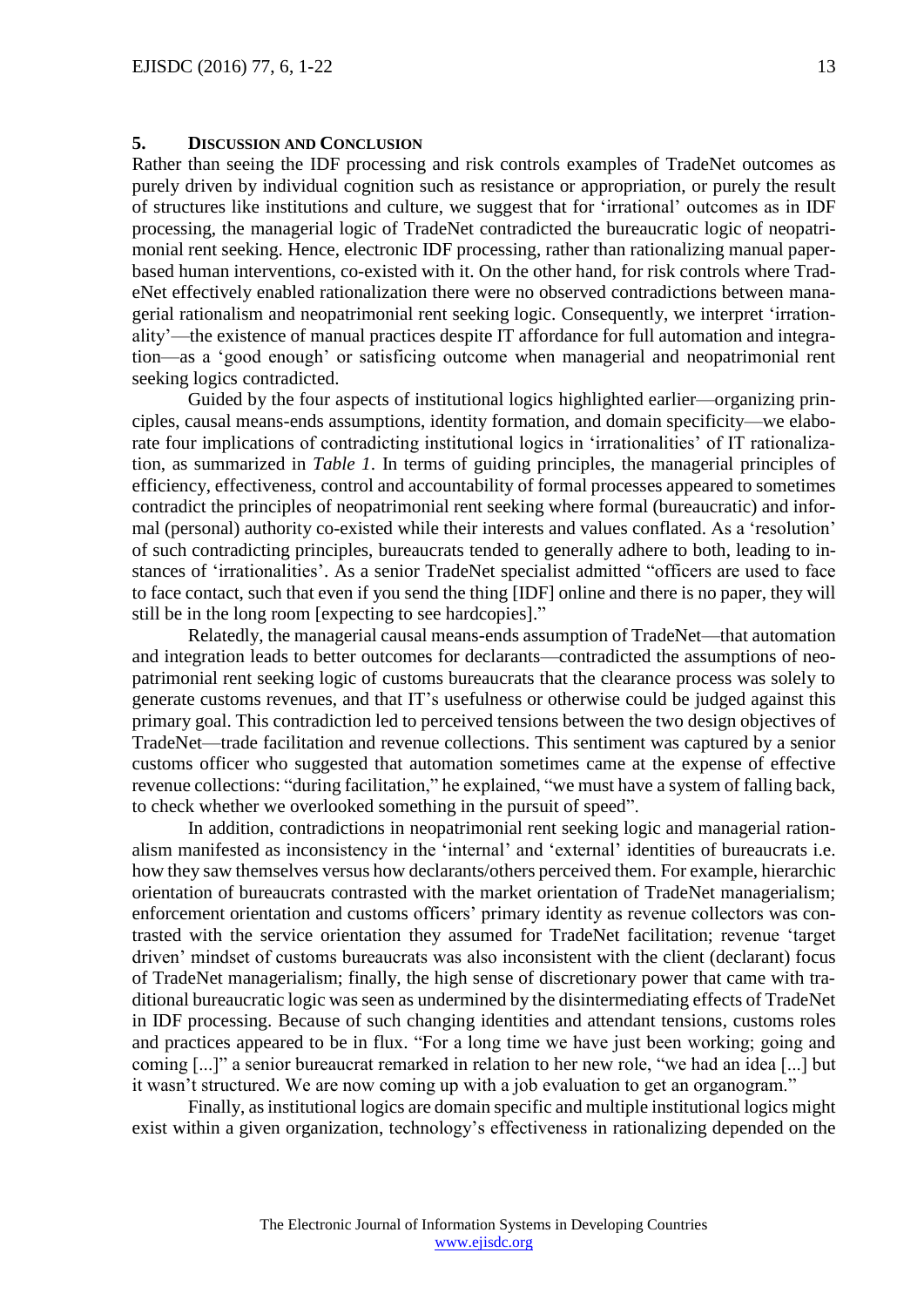## 5. Discussion and Conclusion

Rather than seeing the IDF processing and risk controls examples of TradeNet outcomes as purely driven by individual cognition such as resistance or appropriation, or purely the result of structures like institutions and culture, we suggest that for 'irrational' outcomes as in IDF processing, the managerial logic of TradeNet contradicted the bureaucratic logic of neopatrimonial rent seeking. Hence, electronic IDF processing, rather than rationalizing manual paper-based human interventions, co-existed with it. On the other hand, for risk controls where TradeNet effectively enabled rationalization there were no observed contradictions between managerial rationalism and neopatrimonial rent seeking logic. Consequently, we interpret 'irrationality'—the existence of manual practices despite IT affordance for full automation and integration—as a 'good enough' or satisficing outcome when managerial and neopatrimonial rent seeking logics contradicted.

Guided by the four aspects of institutional logics highlighted earlier—organizing principles, causal means-ends assumptions, identity formation, and domain specificity—we elaborate four implications of contradicting institutional logics in 'irrationalities' of IT rationalization, as summarized in *Table 1*. In terms of guiding principles, the managerial principles of efficiency, effectiveness, control and accountability of formal processes appeared to sometimes contradict the principles of neopatrimonial rent seeking where formal (bureaucratic) and informal (personal) authority co-existed while their interests and values conflated. As a 'resolution' of such contradicting principles, bureaucrats tended to generally adhere to both, leading to instances of 'irrationalities'. As a senior TradeNet specialist admitted "officers are used to face to face contact, such that even if you send the thing [IDF] online and there is no paper, they will still be in the long room [expecting to see hardcopies]."

Relatedly, the managerial causal means-ends assumption of TradeNet—that automation and integration leads to better outcomes for declarants—contradicted the assumptions of neopatrimonial rent seeking logic of customs bureaucrats that the clearance process was solely to generate customs revenues, and that IT's usefulness or otherwise could be judged against this primary goal. This contradiction led to perceived tensions between the two design objectives of TradeNet—trade facilitation and revenue collections. This sentiment was captured by a senior customs officer who suggested that automation sometimes came at the expense of effective revenue collections: "during facilitation," he explained, "we must have a system of falling back, to check whether we overlooked something in the pursuit of speed".

In addition, contradictions in neopatrimonial rent seeking logic and managerial rationalism manifested as inconsistency in the 'internal' and 'external' identities of bureaucrats i.e. how they saw themselves versus how declarants/others perceived them. For example, hierarchic orientation of bureaucrats contrasted with the market orientation of TradeNet managerialism; enforcement orientation and customs officers' primary identity as revenue collectors was contrasted with the service orientation they assumed for TradeNet facilitation; revenue 'target driven' mindset of customs bureaucrats was also inconsistent with the client (declarant) focus of TradeNet managerialism; finally, the high sense of discretionary power that came with traditional bureaucratic logic was seen as undermined by the disintermediating effects of TradeNet in IDF processing. Because of such changing identities and attendant tensions, customs roles and practices appeared to be in flux. "For a long time we have just been working; going and coming [...]" a senior bureaucrat remarked in relation to her new role, "we had an idea [...] but it wasn't structured. We are now coming up with a job evaluation to get an organogram."

Finally, as institutional logics are domain specific and multiple institutional logics might exist within a given organization, technology's effectiveness in rationalizing depended on the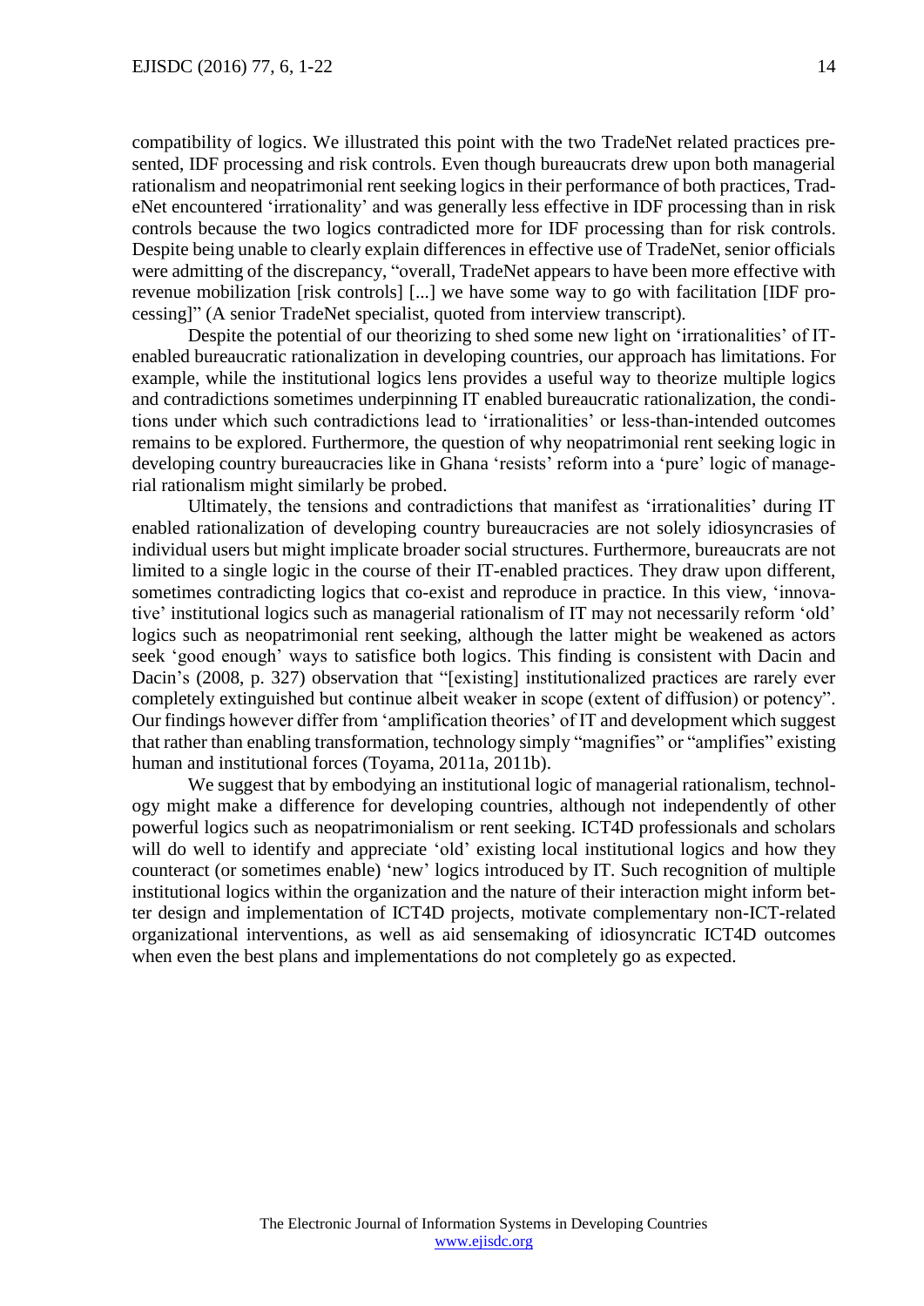compatibility of logics. We illustrated this point with the two TradeNet related practices presented, IDF processing and risk controls. Even though bureaucrats drew upon both managerial rationalism and neopatrimonial rent seeking logics in their performance of both practices, TradeNet encountered 'irrationality' and was generally less effective in IDF processing than in risk controls because the two logics contradicted more for IDF processing than for risk controls. Despite being unable to clearly explain differences in effective use of TradeNet, senior officials were admitting of the discrepancy, "overall, TradeNet appears to have been more effective with revenue mobilization [risk controls] [...] we have some way to go with facilitation [IDF processing]" (A senior TradeNet specialist, quoted from interview transcript).

Despite the potential of our theorizing to shed some new light on 'irrationalities' of IT-enabled bureaucratic rationalization in developing countries, our approach has limitations. For example, while the institutional logics lens provides a useful way to theorize multiple logics and contradictions sometimes underpinning IT enabled bureaucratic rationalization, the conditions under which such contradictions lead to 'irrationalities' or less-than-intended outcomes remains to be explored. Furthermore, the question of why neopatrimonial rent seeking logic in developing country bureaucracies like in Ghana 'resists' reform into a 'pure' logic of managerial rationalism might similarly be probed.

Ultimately, the tensions and contradictions that manifest as 'irrationalities' during IT enabled rationalization of developing country bureaucracies are not solely idiosyncrasies of individual users but might implicate broader social structures. Furthermore, bureaucrats are not limited to a single logic in the course of their IT-enabled practices. They draw upon different, sometimes contradicting logics that co-exist and reproduce in practice. In this view, 'innovative' institutional logics such as managerial rationalism of IT may not necessarily reform 'old' logics such as neopatrimonial rent seeking, although the latter might be weakened as actors seek 'good enough' ways to satisfice both logics. This finding is consistent with Dacin and Dacin's (2008, p. 327) observation that "[existing] institutionalized practices are rarely ever completely extinguished but continue albeit weaker in scope (extent of diffusion) or potency". Our findings however differ from 'amplification theories' of IT and development which suggest that rather than enabling transformation, technology simply "magnifies" or "amplifies" existing human and institutional forces (Toyama, 2011a, 2011b).

We suggest that by embodying an institutional logic of managerial rationalism, technology might make a difference for developing countries, although not independently of other powerful logics such as neopatrimonialism or rent seeking. ICT4D professionals and scholars will do well to identify and appreciate 'old' existing local institutional logics and how they counteract (or sometimes enable) 'new' logics introduced by IT. Such recognition of multiple institutional logics within the organization and the nature of their interaction might inform better design and implementation of ICT4D projects, motivate complementary non-ICT-related organizational interventions, as well as aid sensemaking of idiosyncratic ICT4D outcomes when even the best plans and implementations do not completely go as expected.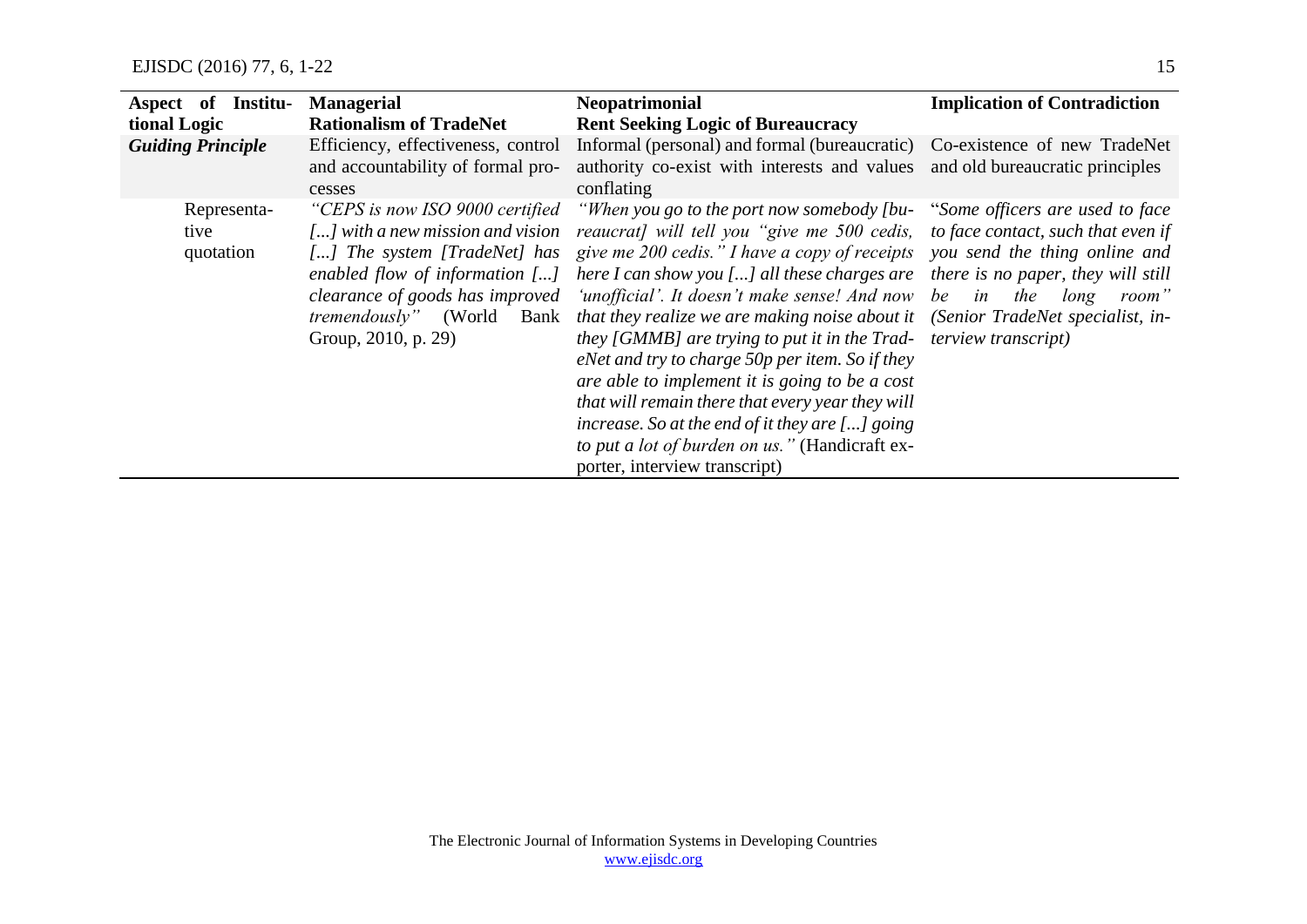| Aspect of Institutional Logic | Managerial Rationalism of TradeNet | Neopatrimonial Rent Seeking Logic of Bureaucracy | Implication of Contradiction |
|---|---|---|---|
| ***Guiding Principle*** | Efficiency, effectiveness, control and accountability of formal processes | Informal (personal) and formal (bureaucratic) authority co-exist with interests and values conflating | Co-existence of new TradeNet and old bureaucratic principles |
| Representative quotation | *"CEPS is now ISO 9000 certified [...] with a new mission and vision [...] The system [TradeNet] has enabled flow of information [...] clearance of goods has improved tremendously"* (World Bank Group, 2010, p. 29) | *"When you go to the port now somebody [bureaucrat] will tell you "give me 500 cedis, give me 200 cedis." I have a copy of receipts here I can show you [...] all these charges are 'unofficial'. It doesn't make sense! And now that they realize we are making noise about it they [GMMB] are trying to put it in the TradeNet and try to charge 50p per item. So if they are able to implement it is going to be a cost that will remain there that every year they will increase. So at the end of it they are [...] going to put a lot of burden on us."* (Handicraft exporter, interview transcript) | "*Some officers are used to face to face contact, such that even if you send the thing online and there is no paper, they will still be in the long room" (Senior TradeNet specialist, interview transcript)* |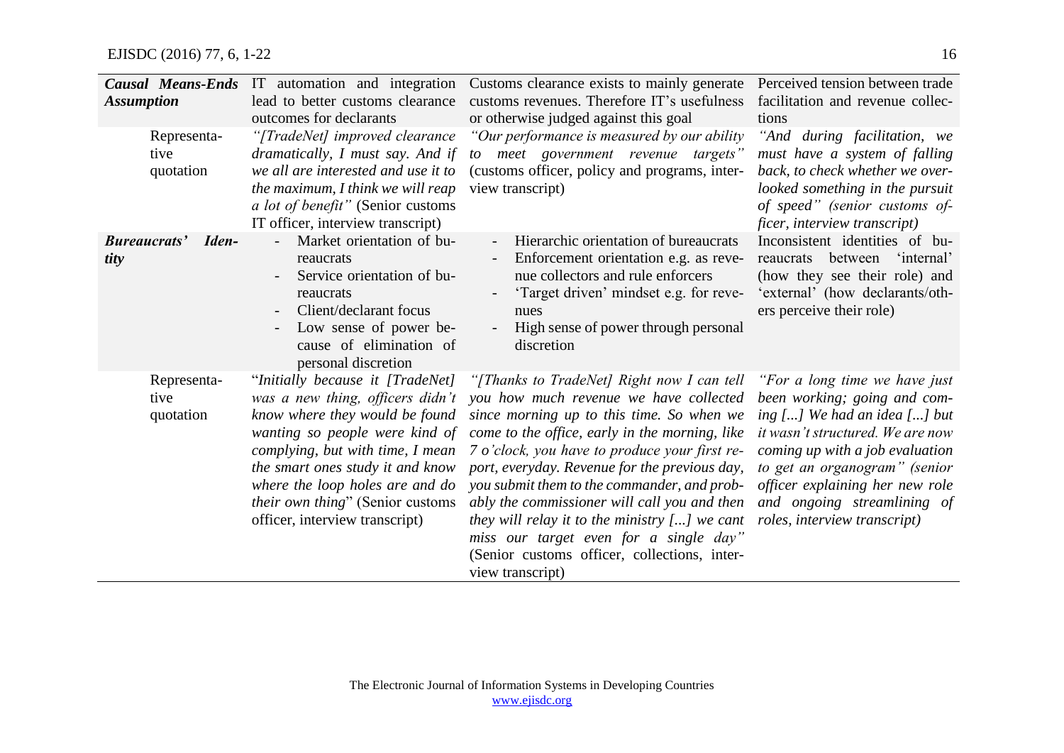| | | | |
|---|---|---|---|
| ***Causal Means-Ends Assumption*** | IT automation and integration lead to better customs clearance outcomes for declarants | Customs clearance exists to mainly generate customs revenues. Therefore IT's usefulness or otherwise judged against this goal | Perceived tension between trade facilitation and revenue collections |
| Representative quotation | *"[TradeNet] improved clearance dramatically, I must say. And if we all are interested and use it to the maximum, I think we will reap a lot of benefit"* (Senior customs IT officer, interview transcript) | *"Our performance is measured by our ability to meet government revenue targets"* (customs officer, policy and programs, interview transcript) | *"And during facilitation, we must have a system of falling back, to check whether we overlooked something in the pursuit of speed" (senior customs officer, interview transcript)* |
| ***Bureaucrats' Identity*** | - Market orientation of bureaucrats<br>- Service orientation of bureaucrats<br>- Client/declarant focus<br>- Low sense of power because of elimination of personal discretion | - Hierarchic orientation of bureaucrats<br>- Enforcement orientation e.g. as revenue collectors and rule enforcers<br>- 'Target driven' mindset e.g. for revenues<br>- High sense of power through personal discretion | Inconsistent identities of bureaucrats between 'internal' (how they see their role) and 'external' (how declarants/others perceive their role) |
| Representative quotation | "*Initially because it [TradeNet] was a new thing, officers didn't know where they would be found wanting so people were kind of complying, but with time, I mean the smart ones study it and know where the loop holes are and do their own thing*" (Senior customs officer, interview transcript) | *"[Thanks to TradeNet] Right now I can tell you how much revenue we have collected since morning up to this time. So when we come to the office, early in the morning, like 7 o'clock, you have to produce your first report, everyday. Revenue for the previous day, you submit them to the commander, and probably the commissioner will call you and then they will relay it to the ministry [...] we cant miss our target even for a single day"* (Senior customs officer, collections, interview transcript) | *"For a long time we have just been working; going and coming [...] We had an idea [...] but it wasn't structured. We are now coming up with a job evaluation to get an organogram" (senior officer explaining her new role and ongoing streamlining of roles, interview transcript)* |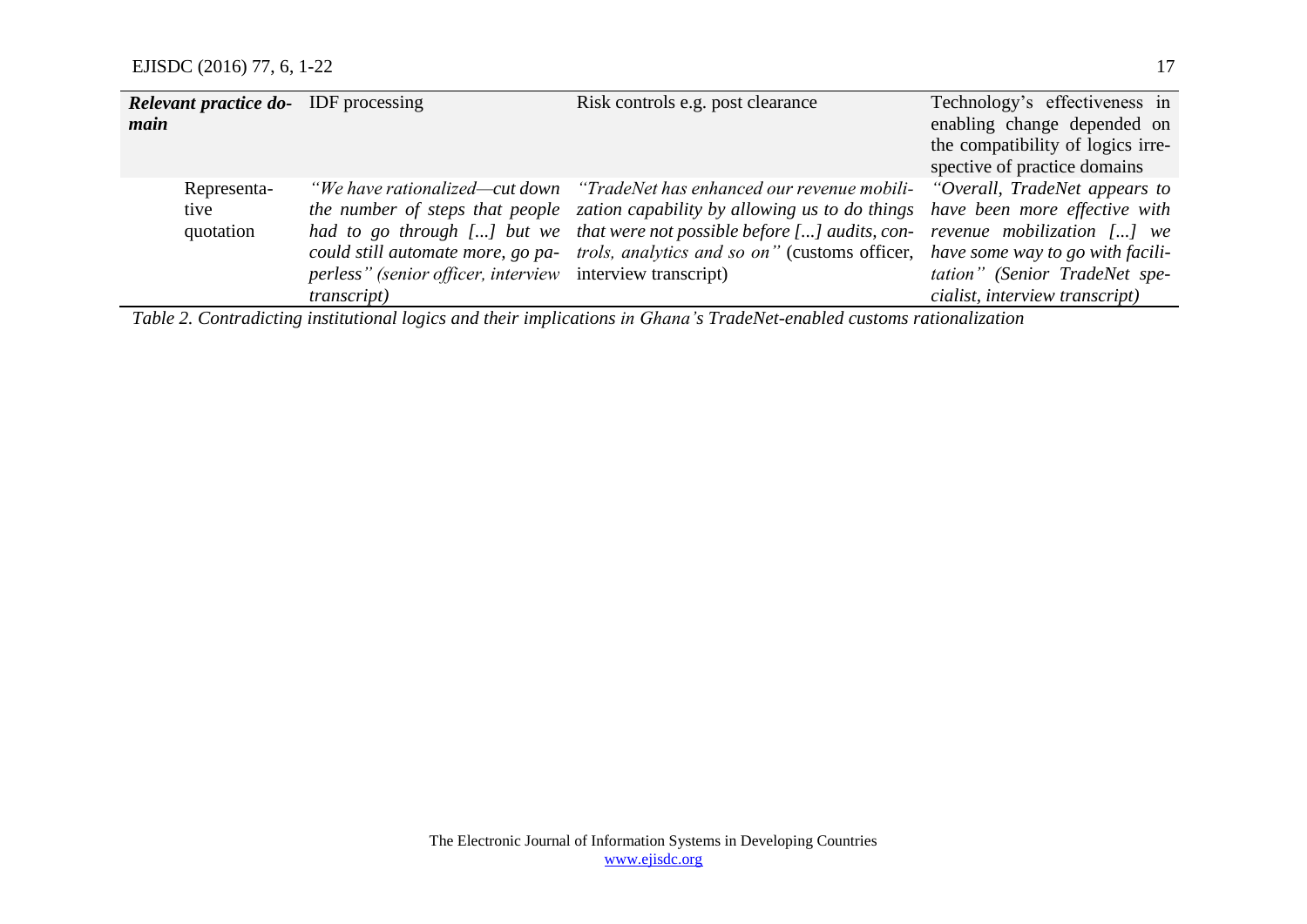| ***Relevant practice domain*** | IDF processing | Risk controls e.g. post clearance | Technology's effectiveness in enabling change depended on the compatibility of logics irrespective of practice domains |
|---|---|---|---|
| Representative quotation | *"We have rationalized—cut down the number of steps that people had to go through [...] but we could still automate more, go paperless" (senior officer, interview transcript)* | *"TradeNet has enhanced our revenue mobilization capability by allowing us to do things that were not possible before [...] audits, controls, analytics and so on"* (customs officer, interview transcript) | *"Overall, TradeNet appears to have been more effective with revenue mobilization [...] we have some way to go with facilitation" (Senior TradeNet specialist, interview transcript)* |

*Table 2. Contradicting institutional logics and their implications in Ghana's TradeNet-enabled customs rationalization*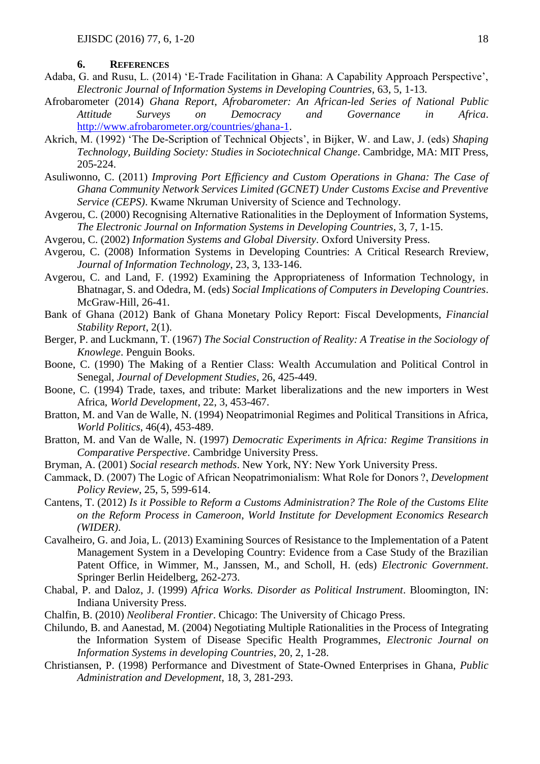## 6. References

Adaba, G. and Rusu, L. (2014) 'E-Trade Facilitation in Ghana: A Capability Approach Perspective', *Electronic Journal of Information Systems in Developing Countries*, 63, 5, 1-13.

Afrobarometer (2014) *Ghana Report, Afrobarometer: An African-led Series of National Public Attitude Surveys on Democracy and Governance in Africa*. http://www.afrobarometer.org/countries/ghana-1.

Akrich, M. (1992) 'The De-Scription of Technical Objects', in Bijker, W. and Law, J. (eds) *Shaping Technology, Building Society: Studies in Sociotechnical Change*. Cambridge, MA: MIT Press, 205-224.

Asuliwonno, C. (2011) *Improving Port Efficiency and Custom Operations in Ghana: The Case of Ghana Community Network Services Limited (GCNET) Under Customs Excise and Preventive Service (CEPS)*. Kwame Nkruman University of Science and Technology.

Avgerou, C. (2000) Recognising Alternative Rationalities in the Deployment of Information Systems, *The Electronic Journal on Information Systems in Developing Countries*, 3, 7, 1-15.

Avgerou, C. (2002) *Information Systems and Global Diversity*. Oxford University Press.

Avgerou, C. (2008) Information Systems in Developing Countries: A Critical Research Rreview, *Journal of Information Technology*, 23, 3, 133-146.

Avgerou, C. and Land, F. (1992) Examining the Appropriateness of Information Technology, in Bhatnagar, S. and Odedra, M. (eds) *Social Implications of Computers in Developing Countries*. McGraw-Hill, 26-41.

Bank of Ghana (2012) Bank of Ghana Monetary Policy Report: Fiscal Developments, *Financial Stability Report*, 2(1).

Berger, P. and Luckmann, T. (1967) *The Social Construction of Reality: A Treatise in the Sociology of Knowlege*. Penguin Books.

Boone, C. (1990) The Making of a Rentier Class: Wealth Accumulation and Political Control in Senegal, *Journal of Development Studies*, 26, 425-449.

Boone, C. (1994) Trade, taxes, and tribute: Market liberalizations and the new importers in West Africa, *World Development*, 22, 3, 453-467.

Bratton, M. and Van de Walle, N. (1994) Neopatrimonial Regimes and Political Transitions in Africa, *World Politics*, 46(4), 453-489.

Bratton, M. and Van de Walle, N. (1997) *Democratic Experiments in Africa: Regime Transitions in Comparative Perspective*. Cambridge University Press.

Bryman, A. (2001) *Social research methods*. New York, NY: New York University Press.

Cammack, D. (2007) The Logic of African Neopatrimonialism: What Role for Donors ?, *Development Policy Review*, 25, 5, 599-614.

Cantens, T. (2012) *Is it Possible to Reform a Customs Administration? The Role of the Customs Elite on the Reform Process in Cameroon, World Institute for Development Economics Research (WIDER)*.

Cavalheiro, G. and Joia, L. (2013) Examining Sources of Resistance to the Implementation of a Patent Management System in a Developing Country: Evidence from a Case Study of the Brazilian Patent Office, in Wimmer, M., Janssen, M., and Scholl, H. (eds) *Electronic Government*. Springer Berlin Heidelberg, 262-273.

Chabal, P. and Daloz, J. (1999) *Africa Works. Disorder as Political Instrument*. Bloomington, IN: Indiana University Press.

Chalfin, B. (2010) *Neoliberal Frontier*. Chicago: The University of Chicago Press.

Chilundo, B. and Aanestad, M. (2004) Negotiating Multiple Rationalities in the Process of Integrating the Information System of Disease Specific Health Programmes, *Electronic Journal on Information Systems in developing Countries*, 20, 2, 1-28.

Christiansen, P. (1998) Performance and Divestment of State-Owned Enterprises in Ghana, *Public Administration and Development*, 18, 3, 281-293.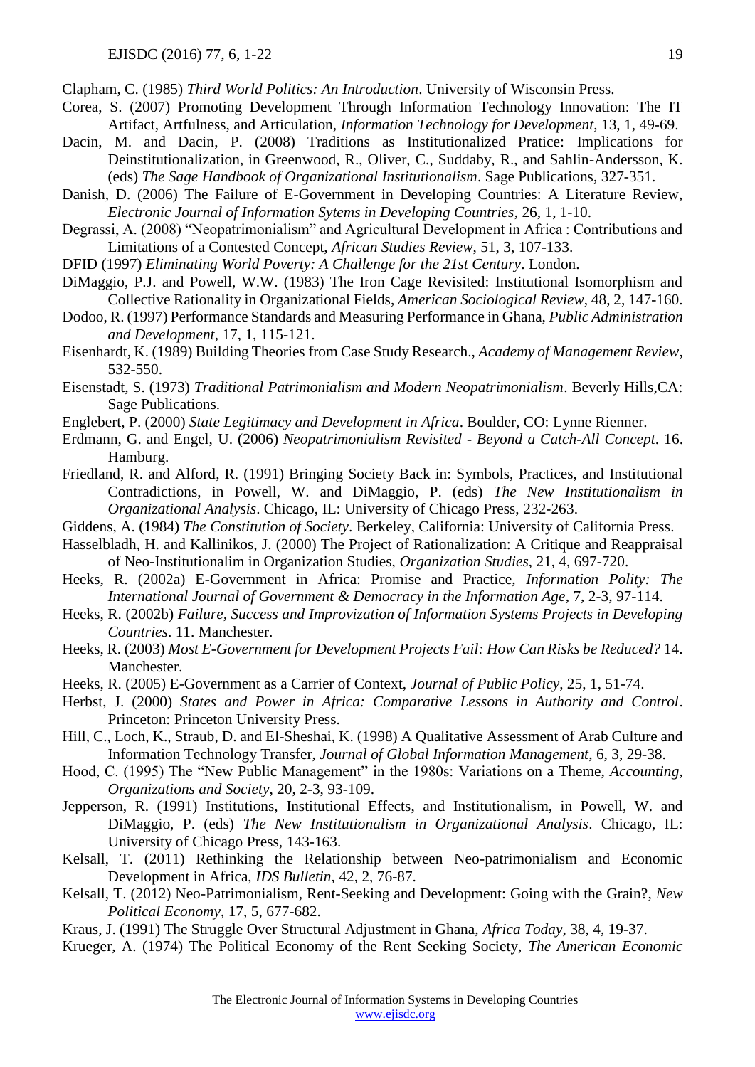Clapham, C. (1985) *Third World Politics: An Introduction*. University of Wisconsin Press.

Corea, S. (2007) Promoting Development Through Information Technology Innovation: The IT Artifact, Artfulness, and Articulation, *Information Technology for Development*, 13, 1, 49-69.

Dacin, M. and Dacin, P. (2008) Traditions as Institutionalized Pratice: Implications for Deinstitutionalization, in Greenwood, R., Oliver, C., Suddaby, R., and Sahlin-Andersson, K. (eds) *The Sage Handbook of Organizational Institutionalism*. Sage Publications, 327-351.

Danish, D. (2006) The Failure of E-Government in Developing Countries: A Literature Review, *Electronic Journal of Information Sytems in Developing Countries*, 26, 1, 1-10.

Degrassi, A. (2008) "Neopatrimonialism" and Agricultural Development in Africa : Contributions and Limitations of a Contested Concept, *African Studies Review*, 51, 3, 107-133.

DFID (1997) *Eliminating World Poverty: A Challenge for the 21st Century*. London.

DiMaggio, P.J. and Powell, W.W. (1983) The Iron Cage Revisited: Institutional Isomorphism and Collective Rationality in Organizational Fields, *American Sociological Review*, 48, 2, 147-160.

Dodoo, R. (1997) Performance Standards and Measuring Performance in Ghana, *Public Administration and Development*, 17, 1, 115-121.

Eisenhardt, K. (1989) Building Theories from Case Study Research., *Academy of Management Review*, 532-550.

Eisenstadt, S. (1973) *Traditional Patrimonialism and Modern Neopatrimonialism*. Beverly Hills,CA: Sage Publications.

Englebert, P. (2000) *State Legitimacy and Development in Africa*. Boulder, CO: Lynne Rienner.

Erdmann, G. and Engel, U. (2006) *Neopatrimonialism Revisited - Beyond a Catch-All Concept*. 16. Hamburg.

Friedland, R. and Alford, R. (1991) Bringing Society Back in: Symbols, Practices, and Institutional Contradictions, in Powell, W. and DiMaggio, P. (eds) *The New Institutionalism in Organizational Analysis*. Chicago, IL: University of Chicago Press, 232-263.

Giddens, A. (1984) *The Constitution of Society*. Berkeley, California: University of California Press.

Hasselbladh, H. and Kallinikos, J. (2000) The Project of Rationalization: A Critique and Reappraisal of Neo-Institutionalim in Organization Studies, *Organization Studies*, 21, 4, 697-720.

Heeks, R. (2002a) E-Government in Africa: Promise and Practice, *Information Polity: The International Journal of Government & Democracy in the Information Age*, 7, 2-3, 97-114.

Heeks, R. (2002b) *Failure, Success and Improvization of Information Systems Projects in Developing Countries*. 11. Manchester.

Heeks, R. (2003) *Most E-Government for Development Projects Fail: How Can Risks be Reduced?* 14. Manchester.

Heeks, R. (2005) E-Government as a Carrier of Context, *Journal of Public Policy*, 25, 1, 51-74.

Herbst, J. (2000) *States and Power in Africa: Comparative Lessons in Authority and Control*. Princeton: Princeton University Press.

Hill, C., Loch, K., Straub, D. and El-Sheshai, K. (1998) A Qualitative Assessment of Arab Culture and Information Technology Transfer, *Journal of Global Information Management*, 6, 3, 29-38.

Hood, C. (1995) The "New Public Management" in the 1980s: Variations on a Theme, *Accounting, Organizations and Society*, 20, 2-3, 93-109.

Jepperson, R. (1991) Institutions, Institutional Effects, and Institutionalism, in Powell, W. and DiMaggio, P. (eds) *The New Institutionalism in Organizational Analysis*. Chicago, IL: University of Chicago Press, 143-163.

Kelsall, T. (2011) Rethinking the Relationship between Neo-patrimonialism and Economic Development in Africa, *IDS Bulletin*, 42, 2, 76-87.

Kelsall, T. (2012) Neo-Patrimonialism, Rent-Seeking and Development: Going with the Grain?, *New Political Economy*, 17, 5, 677-682.

Kraus, J. (1991) The Struggle Over Structural Adjustment in Ghana, *Africa Today*, 38, 4, 19-37.

Krueger, A. (1974) The Political Economy of the Rent Seeking Society, *The American Economic*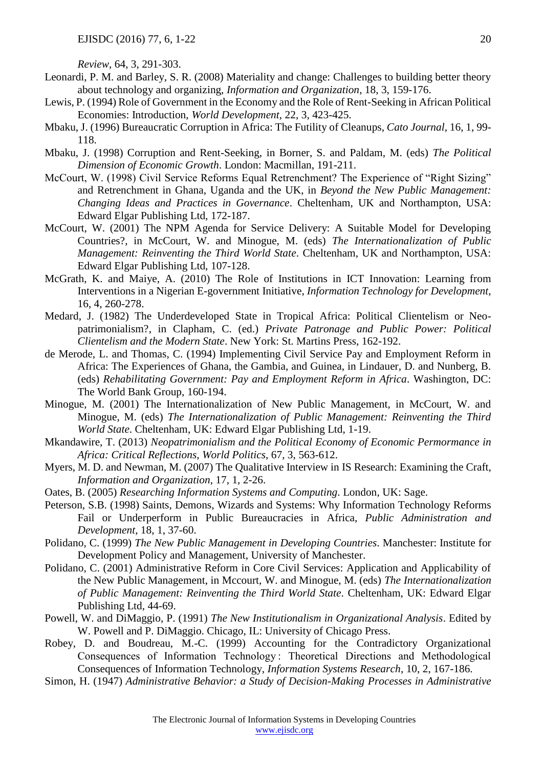*Review*, 64, 3, 291-303.

Leonardi, P. M. and Barley, S. R. (2008) Materiality and change: Challenges to building better theory about technology and organizing, *Information and Organization*, 18, 3, 159-176.

Lewis, P. (1994) Role of Government in the Economy and the Role of Rent-Seeking in African Political Economies: Introduction, *World Development*, 22, 3, 423-425.

Mbaku, J. (1996) Bureaucratic Corruption in Africa: The Futility of Cleanups, *Cato Journal*, 16, 1, 99-118.

Mbaku, J. (1998) Corruption and Rent-Seeking, in Borner, S. and Paldam, M. (eds) *The Political Dimension of Economic Growth*. London: Macmillan, 191-211.

McCourt, W. (1998) Civil Service Reforms Equal Retrenchment? The Experience of "Right Sizing" and Retrenchment in Ghana, Uganda and the UK, in *Beyond the New Public Management: Changing Ideas and Practices in Governance*. Cheltenham, UK and Northampton, USA: Edward Elgar Publishing Ltd, 172-187.

McCourt, W. (2001) The NPM Agenda for Service Delivery: A Suitable Model for Developing Countries?, in McCourt, W. and Minogue, M. (eds) *The Internationalization of Public Management: Reinventing the Third World State*. Cheltenham, UK and Northampton, USA: Edward Elgar Publishing Ltd, 107-128.

McGrath, K. and Maiye, A. (2010) The Role of Institutions in ICT Innovation: Learning from Interventions in a Nigerian E-government Initiative, *Information Technology for Development*, 16, 4, 260-278.

Medard, J. (1982) The Underdeveloped State in Tropical Africa: Political Clientelism or Neo-patrimonialism?, in Clapham, C. (ed.) *Private Patronage and Public Power: Political Clientelism and the Modern State*. New York: St. Martins Press, 162-192.

de Merode, L. and Thomas, C. (1994) Implementing Civil Service Pay and Employment Reform in Africa: The Experiences of Ghana, the Gambia, and Guinea, in Lindauer, D. and Nunberg, B. (eds) *Rehabilitating Government: Pay and Employment Reform in Africa*. Washington, DC: The World Bank Group, 160-194.

Minogue, M. (2001) The Internationalization of New Public Management, in McCourt, W. and Minogue, M. (eds) *The Internationalization of Public Management: Reinventing the Third World State*. Cheltenham, UK: Edward Elgar Publishing Ltd, 1-19.

Mkandawire, T. (2013) *Neopatrimonialism and the Political Economy of Economic Permormance in Africa: Critical Reflections, World Politics*, 67, 3, 563-612.

Myers, M. D. and Newman, M. (2007) The Qualitative Interview in IS Research: Examining the Craft, *Information and Organization*, 17, 1, 2-26.

Oates, B. (2005) *Researching Information Systems and Computing*. London, UK: Sage.

Peterson, S.B. (1998) Saints, Demons, Wizards and Systems: Why Information Technology Reforms Fail or Underperform in Public Bureaucracies in Africa, *Public Administration and Development*, 18, 1, 37-60.

Polidano, C. (1999) *The New Public Management in Developing Countries*. Manchester: Institute for Development Policy and Management, University of Manchester.

Polidano, C. (2001) Administrative Reform in Core Civil Services: Application and Applicability of the New Public Management, in Mccourt, W. and Minogue, M. (eds) *The Internationalization of Public Management: Reinventing the Third World State*. Cheltenham, UK: Edward Elgar Publishing Ltd, 44-69.

Powell, W. and DiMaggio, P. (1991) *The New Institutionalism in Organizational Analysis*. Edited by W. Powell and P. DiMaggio. Chicago, IL: University of Chicago Press.

Robey, D. and Boudreau, M.-C. (1999) Accounting for the Contradictory Organizational Consequences of Information Technology : Theoretical Directions and Methodological Consequences of Information Technology, *Information Systems Research*, 10, 2, 167-186.

Simon, H. (1947) *Administrative Behavior: a Study of Decision-Making Processes in Administrative*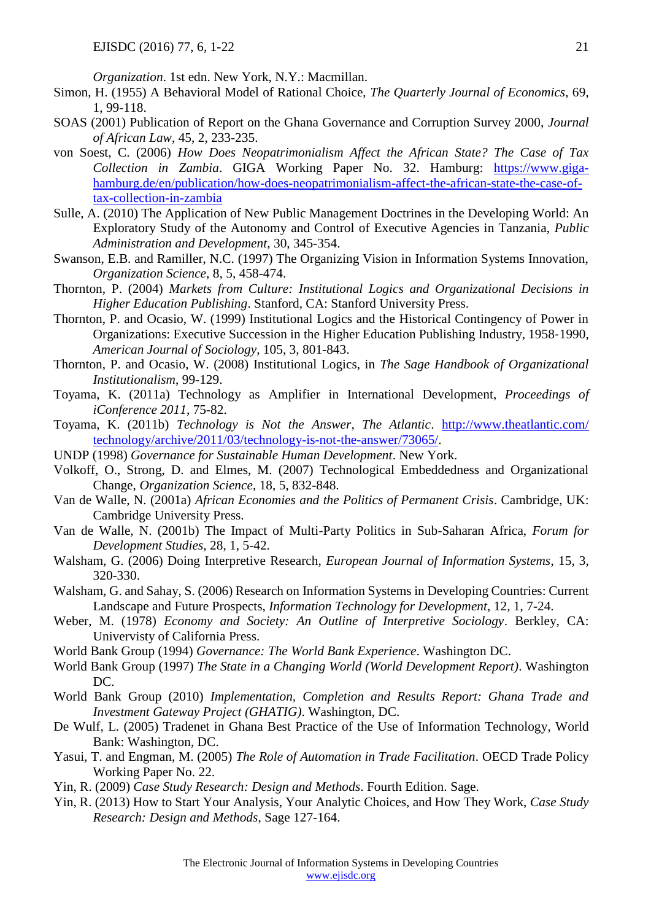*Organization*. 1st edn. New York, N.Y.: Macmillan.

Simon, H. (1955) A Behavioral Model of Rational Choice, *The Quarterly Journal of Economics*, 69, 1, 99-118.

SOAS (2001) Publication of Report on the Ghana Governance and Corruption Survey 2000, *Journal of African Law*, 45, 2, 233-235.

von Soest, C. (2006) *How Does Neopatrimonialism Affect the African State? The Case of Tax Collection in Zambia*. GIGA Working Paper No. 32. Hamburg: https://www.giga-hamburg.de/en/publication/how-does-neopatrimonialism-affect-the-african-state-the-case-of-tax-collection-in-zambia

Sulle, A. (2010) The Application of New Public Management Doctrines in the Developing World: An Exploratory Study of the Autonomy and Control of Executive Agencies in Tanzania, *Public Administration and Development*, 30, 345-354.

Swanson, E.B. and Ramiller, N.C. (1997) The Organizing Vision in Information Systems Innovation, *Organization Science*, 8, 5, 458-474.

Thornton, P. (2004) *Markets from Culture: Institutional Logics and Organizational Decisions in Higher Education Publishing*. Stanford, CA: Stanford University Press.

Thornton, P. and Ocasio, W. (1999) Institutional Logics and the Historical Contingency of Power in Organizations: Executive Succession in the Higher Education Publishing Industry, 1958-1990, *American Journal of Sociology*, 105, 3, 801-843.

Thornton, P. and Ocasio, W. (2008) Institutional Logics, in *The Sage Handbook of Organizational Institutionalism*, 99-129.

Toyama, K. (2011a) Technology as Amplifier in International Development, *Proceedings of iConference 2011*, 75-82.

Toyama, K. (2011b) *Technology is Not the Answer*, *The Atlantic*. http://www.theatlantic.com/technology/archive/2011/03/technology-is-not-the-answer/73065/.

UNDP (1998) *Governance for Sustainable Human Development*. New York.

Volkoff, O., Strong, D. and Elmes, M. (2007) Technological Embeddedness and Organizational Change, *Organization Science*, 18, 5, 832-848.

Van de Walle, N. (2001a) *African Economies and the Politics of Permanent Crisis*. Cambridge, UK: Cambridge University Press.

Van de Walle, N. (2001b) The Impact of Multi-Party Politics in Sub-Saharan Africa, *Forum for Development Studies*, 28, 1, 5-42.

Walsham, G. (2006) Doing Interpretive Research, *European Journal of Information Systems*, 15, 3, 320-330.

Walsham, G. and Sahay, S. (2006) Research on Information Systems in Developing Countries: Current Landscape and Future Prospects, *Information Technology for Development*, 12, 1, 7-24.

Weber, M. (1978) *Economy and Society: An Outline of Interpretive Sociology*. Berkley, CA: Univervisty of California Press.

World Bank Group (1994) *Governance: The World Bank Experience*. Washington DC.

World Bank Group (1997) *The State in a Changing World (World Development Report)*. Washington DC.

World Bank Group (2010) *Implementation, Completion and Results Report: Ghana Trade and Investment Gateway Project (GHATIG)*. Washington, DC.

De Wulf, L. (2005) Tradenet in Ghana Best Practice of the Use of Information Technology, World Bank: Washington, DC.

Yasui, T. and Engman, M. (2005) *The Role of Automation in Trade Facilitation*. OECD Trade Policy Working Paper No. 22.

Yin, R. (2009) *Case Study Research: Design and Methods*. Fourth Edition. Sage.

Yin, R. (2013) How to Start Your Analysis, Your Analytic Choices, and How They Work, *Case Study Research: Design and Methods*, Sage 127-164.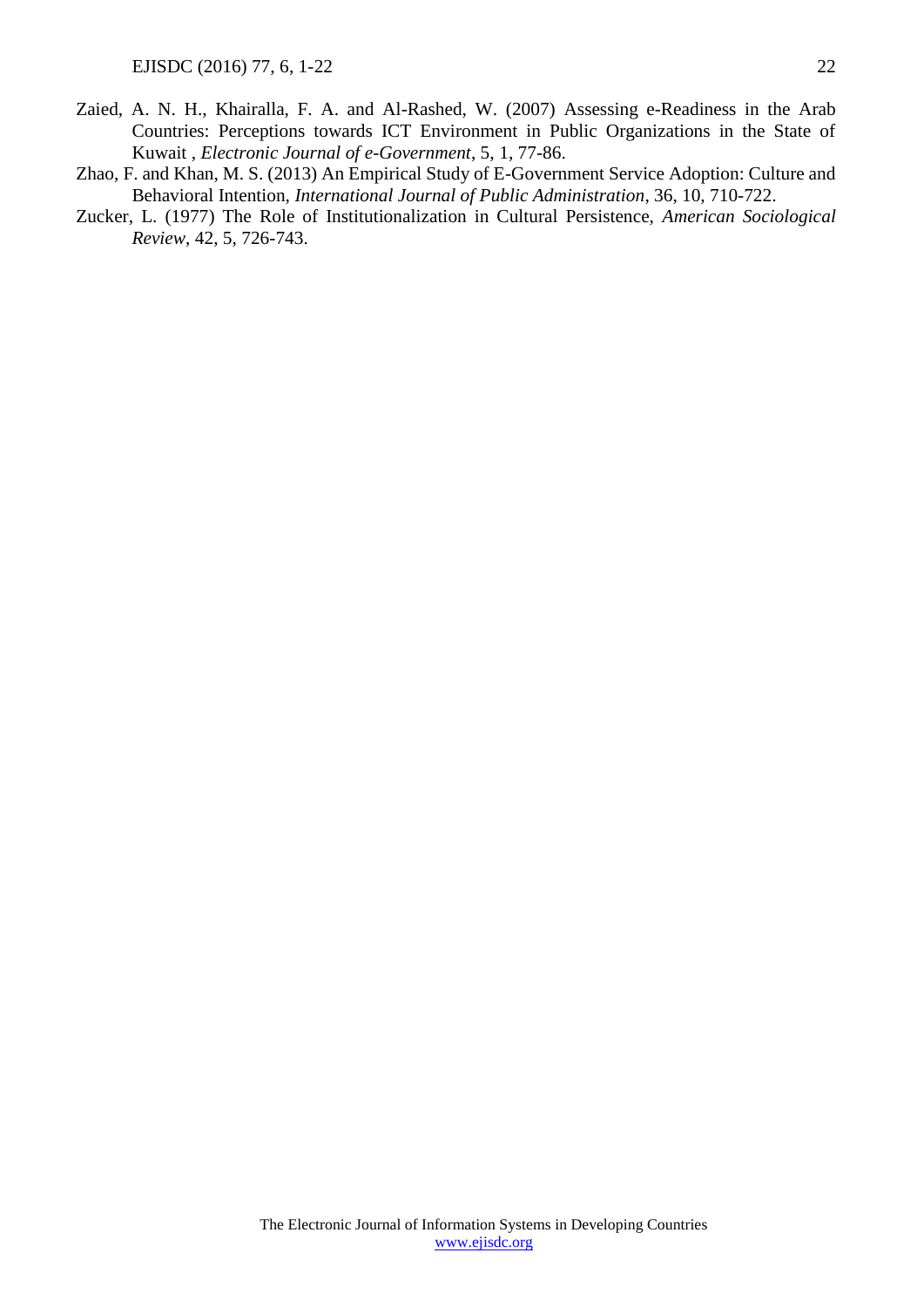Zaied, A. N. H., Khairalla, F. A. and Al-Rashed, W. (2007) Assessing e-Readiness in the Arab Countries: Perceptions towards ICT Environment in Public Organizations in the State of Kuwait , *Electronic Journal of e-Government*, 5, 1, 77-86.

Zhao, F. and Khan, M. S. (2013) An Empirical Study of E-Government Service Adoption: Culture and Behavioral Intention, *International Journal of Public Administration*, 36, 10, 710-722.

Zucker, L. (1977) The Role of Institutionalization in Cultural Persistence, *American Sociological Review*, 42, 5, 726-743.